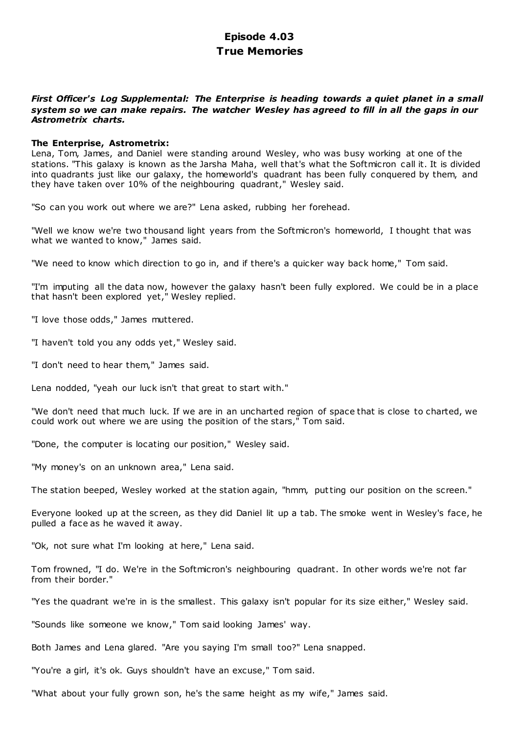# Episode 4.03
# True Memories

***First Officer's Log Supplemental: The Enterprise is heading towards a quiet planet in a small system so we can make repairs. The watcher Wesley has agreed to fill in all the gaps in our Astrometrix charts.***

**The Enterprise, Astrometrix:**

Lena, Tom, James, and Daniel were standing around Wesley, who was busy working at one of the stations. "This galaxy is known as the Jarsha Maha, well that's what the Softmicron call it. It is divided into quadrants just like our galaxy, the homeworld's quadrant has been fully conquered by them, and they have taken over 10% of the neighbouring quadrant," Wesley said.

"So can you work out where we are?" Lena asked, rubbing her forehead.

"Well we know we're two thousand light years from the Softmicron's homeworld, I thought that was what we wanted to know," James said.

"We need to know which direction to go in, and if there's a quicker way back home," Tom said.

"I'm imputing all the data now, however the galaxy hasn't been fully explored. We could be in a place that hasn't been explored yet," Wesley replied.

"I love those odds," James muttered.

"I haven't told you any odds yet," Wesley said.

"I don't need to hear them," James said.

Lena nodded, "yeah our luck isn't that great to start with."

"We don't need that much luck. If we are in an uncharted region of space that is close to charted, we could work out where we are using the position of the stars," Tom said.

"Done, the computer is locating our position," Wesley said.

"My money's on an unknown area," Lena said.

The station beeped, Wesley worked at the station again, "hmm, putting our position on the screen."

Everyone looked up at the screen, as they did Daniel lit up a tab. The smoke went in Wesley's face, he pulled a face as he waved it away.

"Ok, not sure what I'm looking at here," Lena said.

Tom frowned, "I do. We're in the Softmicron's neighbouring quadrant. In other words we're not far from their border."

"Yes the quadrant we're in is the smallest. This galaxy isn't popular for its size either," Wesley said.

"Sounds like someone we know," Tom said looking James' way.

Both James and Lena glared. "Are you saying I'm small too?" Lena snapped.

"You're a girl, it's ok. Guys shouldn't have an excuse," Tom said.

"What about your fully grown son, he's the same height as my wife," James said.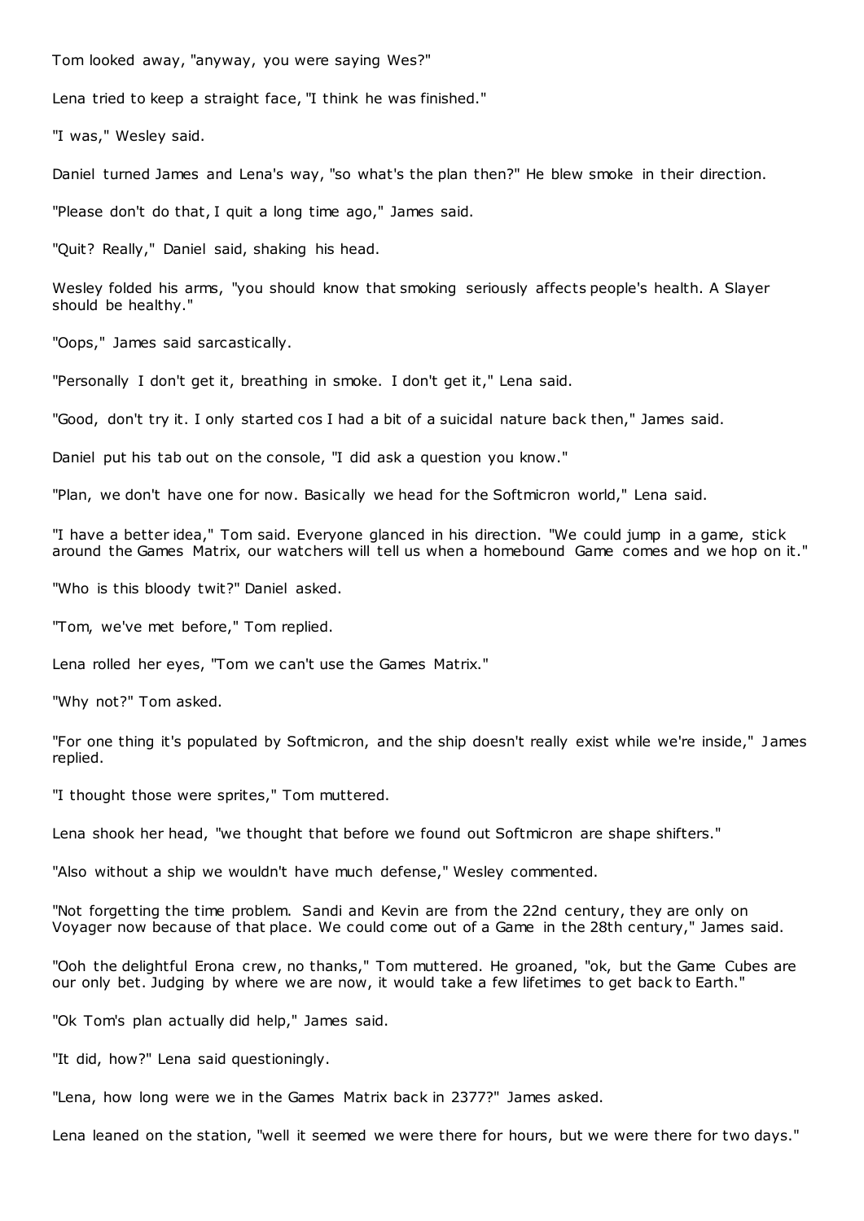Tom looked away, "anyway, you were saying Wes?"

Lena tried to keep a straight face, "I think he was finished."

"I was," Wesley said.

Daniel turned James and Lena's way, "so what's the plan then?" He blew smoke in their direction.

"Please don't do that, I quit a long time ago," James said.

"Quit? Really," Daniel said, shaking his head.

Wesley folded his arms, "you should know that smoking seriously affects people's health. A Slayer should be healthy."

"Oops," James said sarcastically.

"Personally I don't get it, breathing in smoke. I don't get it," Lena said.

"Good, don't try it. I only started cos I had a bit of a suicidal nature back then," James said.

Daniel put his tab out on the console, "I did ask a question you know."

"Plan, we don't have one for now. Basically we head for the Softmicron world," Lena said.

"I have a better idea," Tom said. Everyone glanced in his direction. "We could jump in a game, stick around the Games Matrix, our watchers will tell us when a homebound Game comes and we hop on it."

"Who is this bloody twit?" Daniel asked.

"Tom, we've met before," Tom replied.

Lena rolled her eyes, "Tom we can't use the Games Matrix."

"Why not?" Tom asked.

"For one thing it's populated by Softmicron, and the ship doesn't really exist while we're inside," James replied.

"I thought those were sprites," Tom muttered.

Lena shook her head, "we thought that before we found out Softmicron are shape shifters."

"Also without a ship we wouldn't have much defense," Wesley commented.

"Not forgetting the time problem. Sandi and Kevin are from the 22nd century, they are only on Voyager now because of that place. We could come out of a Game in the 28th century," James said.

"Ooh the delightful Erona crew, no thanks," Tom muttered. He groaned, "ok, but the Game Cubes are our only bet. Judging by where we are now, it would take a few lifetimes to get back to Earth."

"Ok Tom's plan actually did help," James said.

"It did, how?" Lena said questioningly.

"Lena, how long were we in the Games Matrix back in 2377?" James asked.

Lena leaned on the station, "well it seemed we were there for hours, but we were there for two days."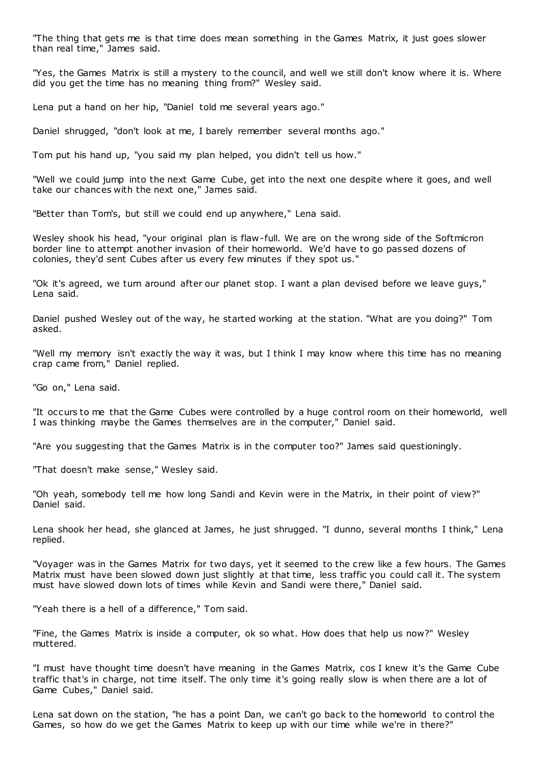"The thing that gets me is that time does mean something in the Games Matrix, it just goes slower than real time," James said.

"Yes, the Games Matrix is still a mystery to the council, and well we still don't know where it is. Where did you get the time has no meaning thing from?" Wesley said.

Lena put a hand on her hip, "Daniel told me several years ago."

Daniel shrugged, "don't look at me, I barely remember several months ago."

Tom put his hand up, "you said my plan helped, you didn't tell us how."

"Well we could jump into the next Game Cube, get into the next one despite where it goes, and well take our chances with the next one," James said.

"Better than Tom's, but still we could end up anywhere," Lena said.

Wesley shook his head, "your original plan is flaw-full. We are on the wrong side of the Softmicron border line to attempt another invasion of their homeworld. We'd have to go passed dozens of colonies, they'd sent Cubes after us every few minutes if they spot us."

"Ok it's agreed, we turn around after our planet stop. I want a plan devised before we leave guys," Lena said.

Daniel pushed Wesley out of the way, he started working at the station. "What are you doing?" Tom asked.

"Well my memory isn't exactly the way it was, but I think I may know where this time has no meaning crap came from," Daniel replied.

"Go on," Lena said.

"It occurs to me that the Game Cubes were controlled by a huge control room on their homeworld, well I was thinking maybe the Games themselves are in the computer," Daniel said.

"Are you suggesting that the Games Matrix is in the computer too?" James said questioningly.

"That doesn't make sense," Wesley said.

"Oh yeah, somebody tell me how long Sandi and Kevin were in the Matrix, in their point of view?" Daniel said.

Lena shook her head, she glanced at James, he just shrugged. "I dunno, several months I think," Lena replied.

"Voyager was in the Games Matrix for two days, yet it seemed to the crew like a few hours. The Games Matrix must have been slowed down just slightly at that time, less traffic you could call it. The system must have slowed down lots of times while Kevin and Sandi were there," Daniel said.

"Yeah there is a hell of a difference," Tom said.

"Fine, the Games Matrix is inside a computer, ok so what. How does that help us now?" Wesley muttered.

"I must have thought time doesn't have meaning in the Games Matrix, cos I knew it's the Game Cube traffic that's in charge, not time itself. The only time it's going really slow is when there are a lot of Game Cubes," Daniel said.

Lena sat down on the station, "he has a point Dan, we can't go back to the homeworld to control the Games, so how do we get the Games Matrix to keep up with our time while we're in there?"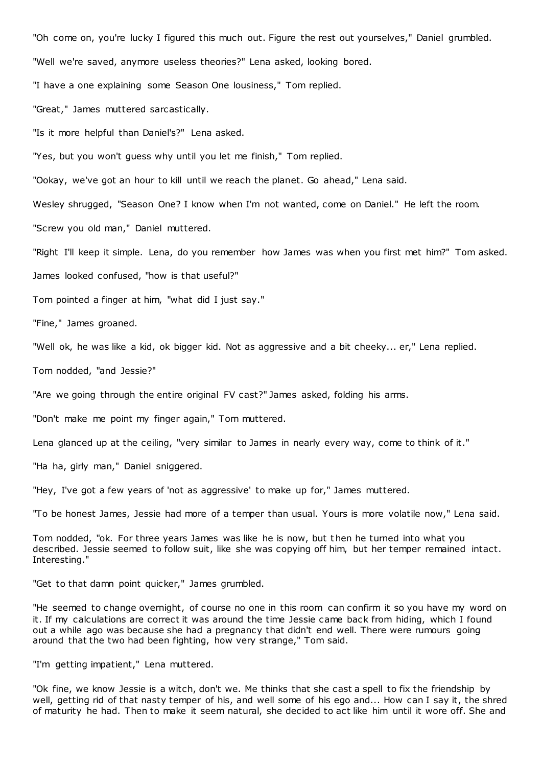"Oh come on, you're lucky I figured this much out. Figure the rest out yourselves," Daniel grumbled.

"Well we're saved, anymore useless theories?" Lena asked, looking bored.

"I have a one explaining some Season One lousiness," Tom replied.

"Great," James muttered sarcastically.

"Is it more helpful than Daniel's?" Lena asked.

"Yes, but you won't guess why until you let me finish," Tom replied.

"Ookay, we've got an hour to kill until we reach the planet. Go ahead," Lena said.

Wesley shrugged, "Season One? I know when I'm not wanted, come on Daniel." He left the room.

"Screw you old man," Daniel muttered.

"Right I'll keep it simple. Lena, do you remember how James was when you first met him?" Tom asked.

James looked confused, "how is that useful?"

Tom pointed a finger at him, "what did I just say."

"Fine," James groaned.

"Well ok, he was like a kid, ok bigger kid. Not as aggressive and a bit cheeky... er," Lena replied.

Tom nodded, "and Jessie?"

"Are we going through the entire original FV cast?" James asked, folding his arms.

"Don't make me point my finger again," Tom muttered.

Lena glanced up at the ceiling, "very similar to James in nearly every way, come to think of it."

"Ha ha, girly man," Daniel sniggered.

"Hey, I've got a few years of 'not as aggressive' to make up for," James muttered.

"To be honest James, Jessie had more of a temper than usual. Yours is more volatile now," Lena said.

Tom nodded, "ok. For three years James was like he is now, but then he turned into what you described. Jessie seemed to follow suit, like she was copying off him, but her temper remained intact. Interesting."

"Get to that damn point quicker," James grumbled.

"He seemed to change overnight, of course no one in this room can confirm it so you have my word on it. If my calculations are correct it was around the time Jessie came back from hiding, which I found out a while ago was because she had a pregnancy that didn't end well. There were rumours going around that the two had been fighting, how very strange," Tom said.

"I'm getting impatient," Lena muttered.

"Ok fine, we know Jessie is a witch, don't we. Me thinks that she cast a spell to fix the friendship by well, getting rid of that nasty temper of his, and well some of his ego and... How can I say it, the shred of maturity he had. Then to make it seem natural, she decided to act like him until it wore off. She and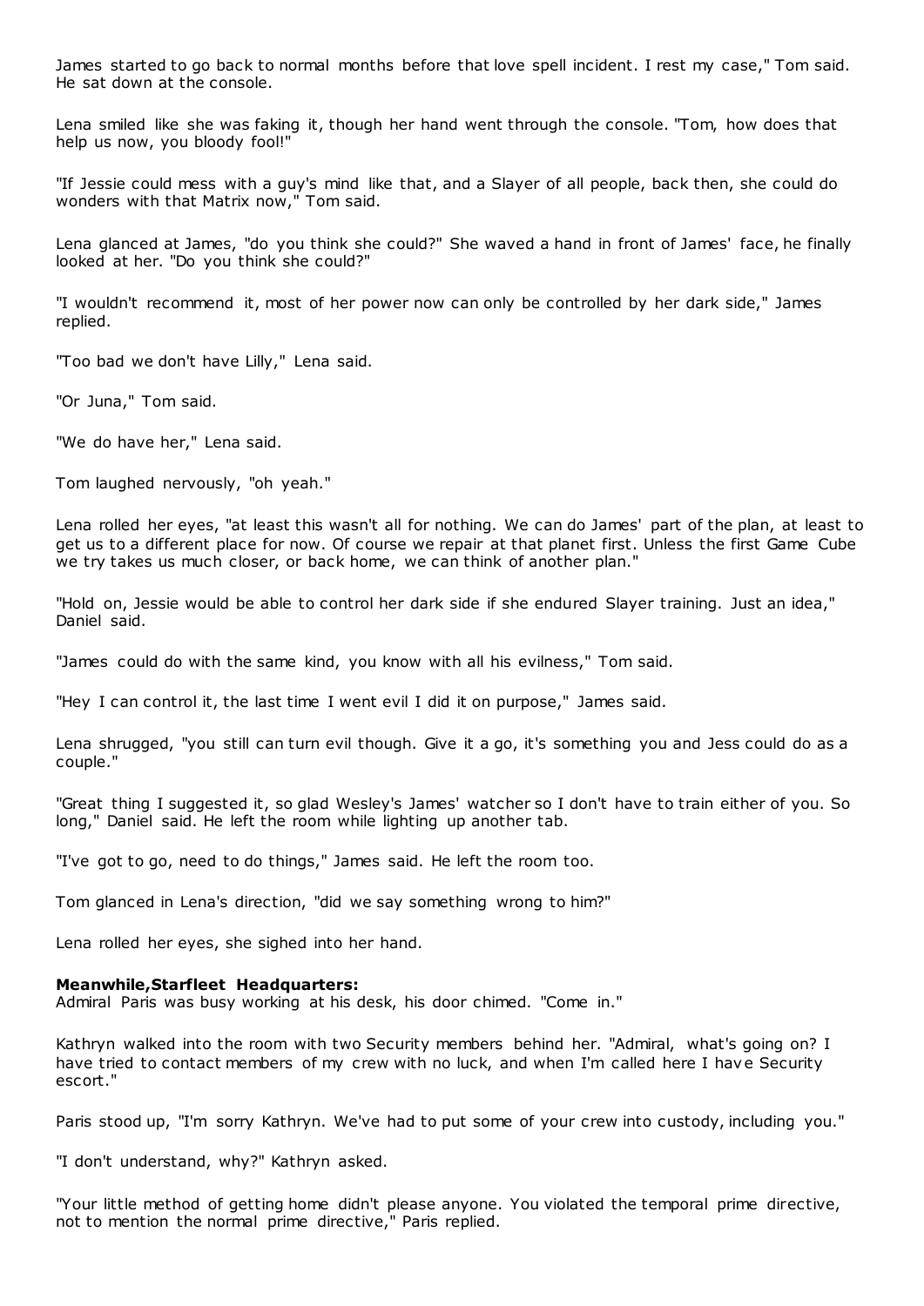James started to go back to normal months before that love spell incident. I rest my case," Tom said. He sat down at the console.

Lena smiled like she was faking it, though her hand went through the console. "Tom, how does that help us now, you bloody fool!"

"If Jessie could mess with a guy's mind like that, and a Slayer of all people, back then, she could do wonders with that Matrix now," Tom said.

Lena glanced at James, "do you think she could?" She waved a hand in front of James' face, he finally looked at her. "Do you think she could?"

"I wouldn't recommend it, most of her power now can only be controlled by her dark side," James replied.

"Too bad we don't have Lilly," Lena said.

"Or Juna," Tom said.

"We do have her," Lena said.

Tom laughed nervously, "oh yeah."

Lena rolled her eyes, "at least this wasn't all for nothing. We can do James' part of the plan, at least to get us to a different place for now. Of course we repair at that planet first. Unless the first Game Cube we try takes us much closer, or back home, we can think of another plan."

"Hold on, Jessie would be able to control her dark side if she endured Slayer training. Just an idea," Daniel said.

"James could do with the same kind, you know with all his evilness," Tom said.

"Hey I can control it, the last time I went evil I did it on purpose," James said.

Lena shrugged, "you still can turn evil though. Give it a go, it's something you and Jess could do as a couple."

"Great thing I suggested it, so glad Wesley's James' watcher so I don't have to train either of you. So long," Daniel said. He left the room while lighting up another tab.

"I've got to go, need to do things," James said. He left the room too.

Tom glanced in Lena's direction, "did we say something wrong to him?"

Lena rolled her eyes, she sighed into her hand.

**Meanwhile,Starfleet Headquarters:**
Admiral Paris was busy working at his desk, his door chimed. "Come in."

Kathryn walked into the room with two Security members behind her. "Admiral, what's going on? I have tried to contact members of my crew with no luck, and when I'm called here I have Security escort."

Paris stood up, "I'm sorry Kathryn. We've had to put some of your crew into custody, including you."

"I don't understand, why?" Kathryn asked.

"Your little method of getting home didn't please anyone. You violated the temporal prime directive, not to mention the normal prime directive," Paris replied.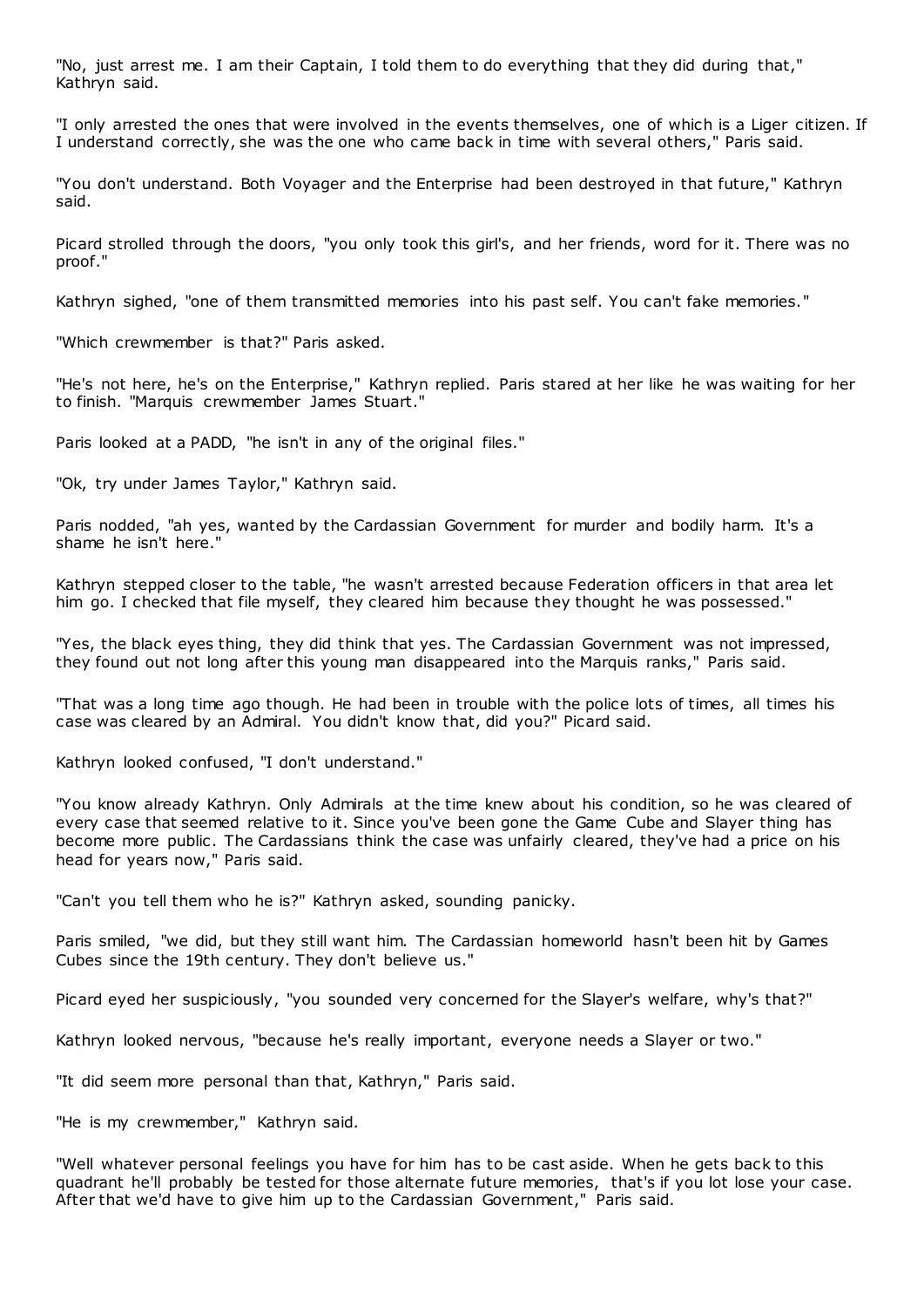"No, just arrest me. I am their Captain, I told them to do everything that they did during that," Kathryn said.

"I only arrested the ones that were involved in the events themselves, one of which is a Liger citizen. If I understand correctly, she was the one who came back in time with several others," Paris said.

"You don't understand. Both Voyager and the Enterprise had been destroyed in that future," Kathryn said.

Picard strolled through the doors, "you only took this girl's, and her friends, word for it. There was no proof."

Kathryn sighed, "one of them transmitted memories into his past self. You can't fake memories."

"Which crewmember is that?" Paris asked.

"He's not here, he's on the Enterprise," Kathryn replied. Paris stared at her like he was waiting for her to finish. "Marquis crewmember James Stuart."

Paris looked at a PADD, "he isn't in any of the original files."

"Ok, try under James Taylor," Kathryn said.

Paris nodded, "ah yes, wanted by the Cardassian Government for murder and bodily harm. It's a shame he isn't here."

Kathryn stepped closer to the table, "he wasn't arrested because Federation officers in that area let him go. I checked that file myself, they cleared him because they thought he was possessed."

"Yes, the black eyes thing, they did think that yes. The Cardassian Government was not impressed, they found out not long after this young man disappeared into the Marquis ranks," Paris said.

"That was a long time ago though. He had been in trouble with the police lots of times, all times his case was cleared by an Admiral. You didn't know that, did you?" Picard said.

Kathryn looked confused, "I don't understand."

"You know already Kathryn. Only Admirals at the time knew about his condition, so he was cleared of every case that seemed relative to it. Since you've been gone the Game Cube and Slayer thing has become more public. The Cardassians think the case was unfairly cleared, they've had a price on his head for years now," Paris said.

"Can't you tell them who he is?" Kathryn asked, sounding panicky.

Paris smiled, "we did, but they still want him. The Cardassian homeworld hasn't been hit by Games Cubes since the 19th century. They don't believe us."

Picard eyed her suspiciously, "you sounded very concerned for the Slayer's welfare, why's that?"

Kathryn looked nervous, "because he's really important, everyone needs a Slayer or two."

"It did seem more personal than that, Kathryn," Paris said.

"He is my crewmember," Kathryn said.

"Well whatever personal feelings you have for him has to be cast aside. When he gets back to this quadrant he'll probably be tested for those alternate future memories, that's if you lot lose your case. After that we'd have to give him up to the Cardassian Government," Paris said.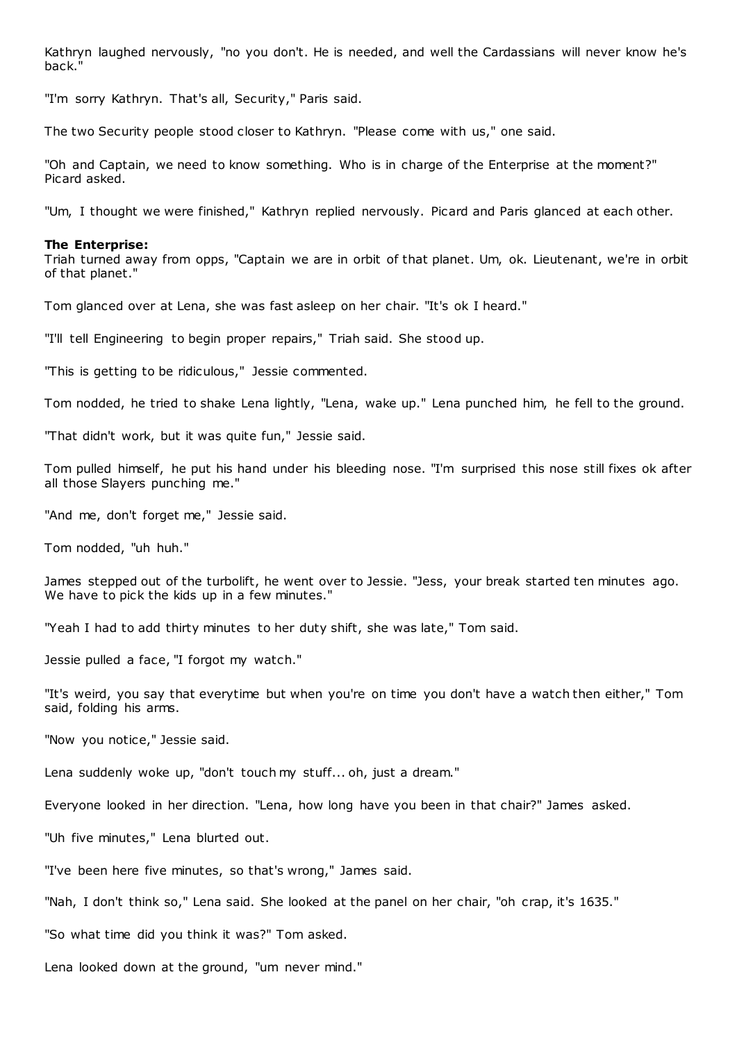Kathryn laughed nervously, "no you don't. He is needed, and well the Cardassians will never know he's back."

"I'm sorry Kathryn. That's all, Security," Paris said.

The two Security people stood closer to Kathryn. "Please come with us," one said.

"Oh and Captain, we need to know something. Who is in charge of the Enterprise at the moment?" Picard asked.

"Um, I thought we were finished," Kathryn replied nervously. Picard and Paris glanced at each other.

**The Enterprise:**
Triah turned away from opps, "Captain we are in orbit of that planet. Um, ok. Lieutenant, we're in orbit of that planet."

Tom glanced over at Lena, she was fast asleep on her chair. "It's ok I heard."

"I'll tell Engineering to begin proper repairs," Triah said. She stood up.

"This is getting to be ridiculous," Jessie commented.

Tom nodded, he tried to shake Lena lightly, "Lena, wake up." Lena punched him, he fell to the ground.

"That didn't work, but it was quite fun," Jessie said.

Tom pulled himself, he put his hand under his bleeding nose. "I'm surprised this nose still fixes ok after all those Slayers punching me."

"And me, don't forget me," Jessie said.

Tom nodded, "uh huh."

James stepped out of the turbolift, he went over to Jessie. "Jess, your break started ten minutes ago. We have to pick the kids up in a few minutes."

"Yeah I had to add thirty minutes to her duty shift, she was late," Tom said.

Jessie pulled a face, "I forgot my watch."

"It's weird, you say that everytime but when you're on time you don't have a watch then either," Tom said, folding his arms.

"Now you notice," Jessie said.

Lena suddenly woke up, "don't touch my stuff... oh, just a dream."

Everyone looked in her direction. "Lena, how long have you been in that chair?" James asked.

"Uh five minutes," Lena blurted out.

"I've been here five minutes, so that's wrong," James said.

"Nah, I don't think so," Lena said. She looked at the panel on her chair, "oh crap, it's 1635."

"So what time did you think it was?" Tom asked.

Lena looked down at the ground, "um never mind."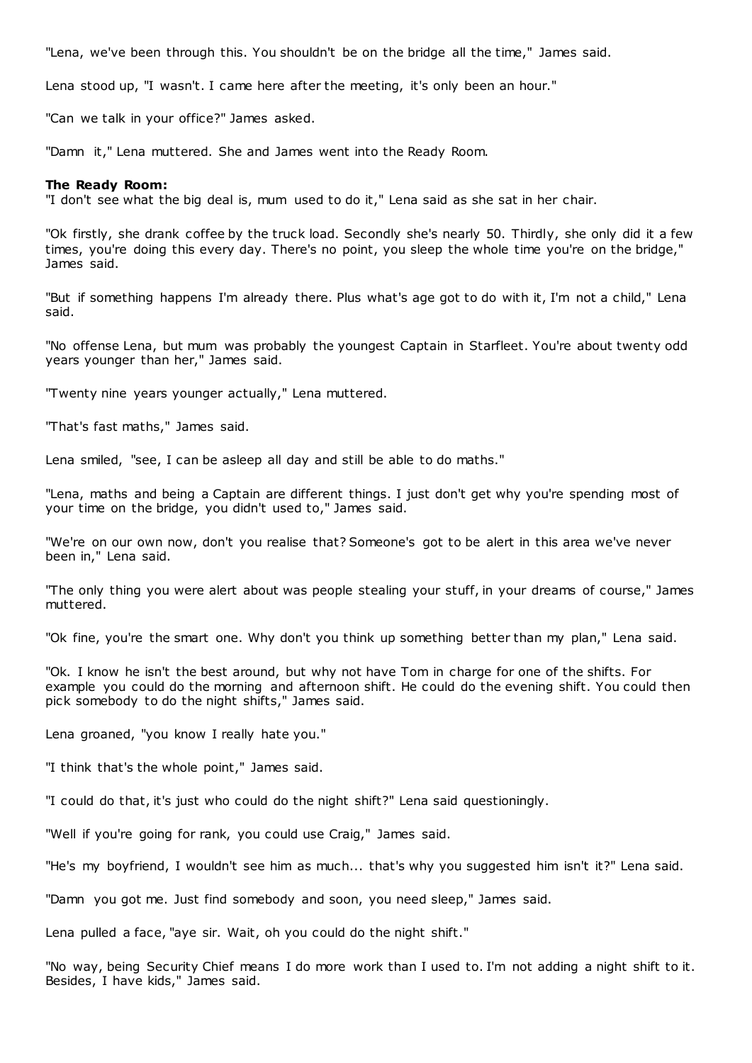"Lena, we've been through this. You shouldn't be on the bridge all the time," James said.

Lena stood up, "I wasn't. I came here after the meeting, it's only been an hour."

"Can we talk in your office?" James asked.

"Damn it," Lena muttered. She and James went into the Ready Room.

**The Ready Room:**

"I don't see what the big deal is, mum used to do it," Lena said as she sat in her chair.

"Ok firstly, she drank coffee by the truck load. Secondly she's nearly 50. Thirdly, she only did it a few times, you're doing this every day. There's no point, you sleep the whole time you're on the bridge," James said.

"But if something happens I'm already there. Plus what's age got to do with it, I'm not a child," Lena said.

"No offense Lena, but mum was probably the youngest Captain in Starfleet. You're about twenty odd years younger than her," James said.

"Twenty nine years younger actually," Lena muttered.

"That's fast maths," James said.

Lena smiled, "see, I can be asleep all day and still be able to do maths."

"Lena, maths and being a Captain are different things. I just don't get why you're spending most of your time on the bridge, you didn't used to," James said.

"We're on our own now, don't you realise that? Someone's got to be alert in this area we've never been in," Lena said.

"The only thing you were alert about was people stealing your stuff, in your dreams of course," James muttered.

"Ok fine, you're the smart one. Why don't you think up something better than my plan," Lena said.

"Ok. I know he isn't the best around, but why not have Tom in charge for one of the shifts. For example you could do the morning and afternoon shift. He could do the evening shift. You could then pick somebody to do the night shifts," James said.

Lena groaned, "you know I really hate you."

"I think that's the whole point," James said.

"I could do that, it's just who could do the night shift?" Lena said questioningly.

"Well if you're going for rank, you could use Craig," James said.

"He's my boyfriend, I wouldn't see him as much... that's why you suggested him isn't it?" Lena said.

"Damn you got me. Just find somebody and soon, you need sleep," James said.

Lena pulled a face, "aye sir. Wait, oh you could do the night shift."

"No way, being Security Chief means I do more work than I used to. I'm not adding a night shift to it. Besides, I have kids," James said.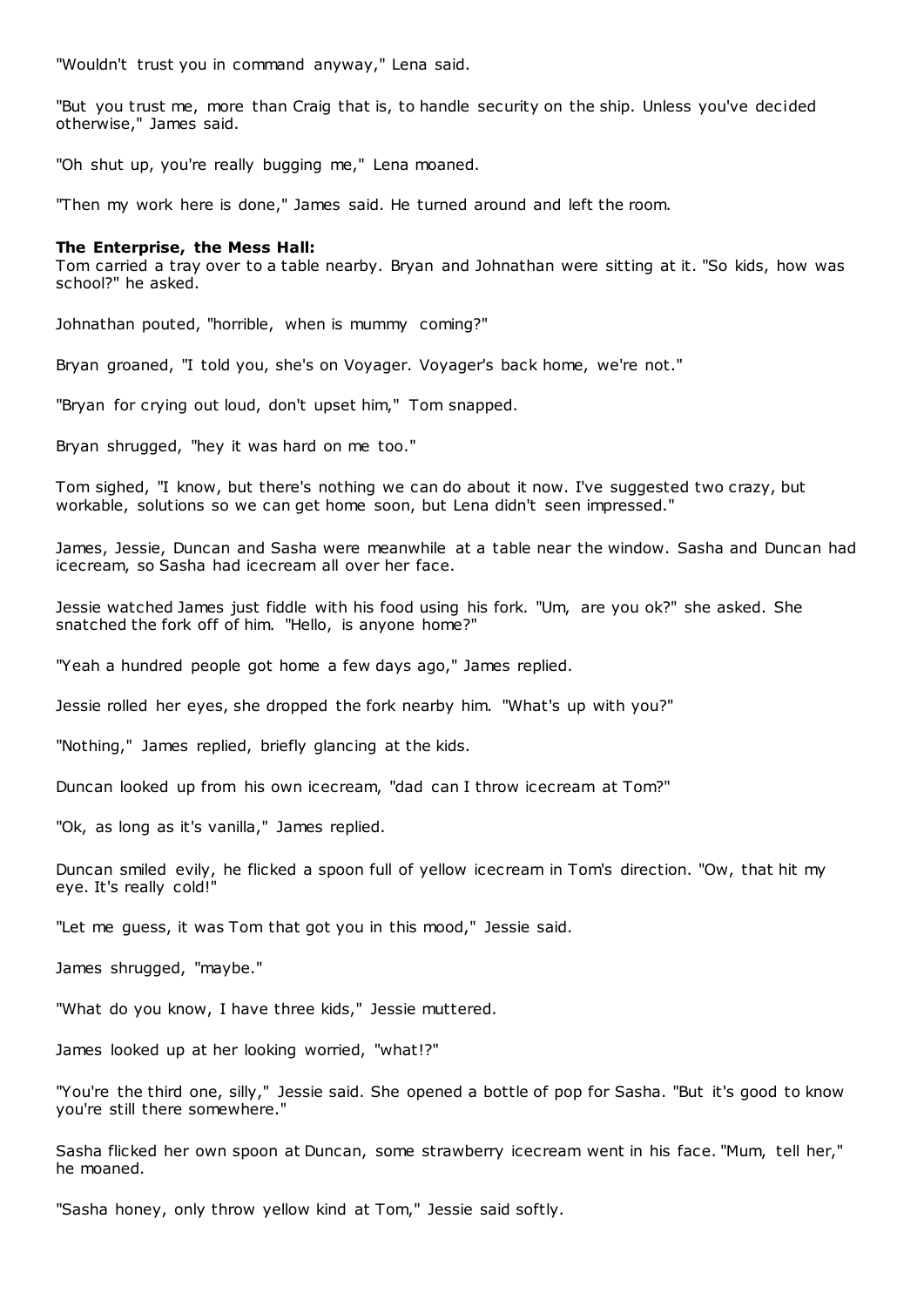"Wouldn't trust you in command anyway," Lena said.

"But you trust me, more than Craig that is, to handle security on the ship. Unless you've decided otherwise," James said.

"Oh shut up, you're really bugging me," Lena moaned.

"Then my work here is done," James said. He turned around and left the room.

**The Enterprise, the Mess Hall:**
Tom carried a tray over to a table nearby. Bryan and Johnathan were sitting at it. "So kids, how was school?" he asked.

Johnathan pouted, "horrible, when is mummy coming?"

Bryan groaned, "I told you, she's on Voyager. Voyager's back home, we're not."

"Bryan for crying out loud, don't upset him," Tom snapped.

Bryan shrugged, "hey it was hard on me too."

Tom sighed, "I know, but there's nothing we can do about it now. I've suggested two crazy, but workable, solutions so we can get home soon, but Lena didn't seen impressed."

James, Jessie, Duncan and Sasha were meanwhile at a table near the window. Sasha and Duncan had icecream, so Sasha had icecream all over her face.

Jessie watched James just fiddle with his food using his fork. "Um, are you ok?" she asked. She snatched the fork off of him. "Hello, is anyone home?"

"Yeah a hundred people got home a few days ago," James replied.

Jessie rolled her eyes, she dropped the fork nearby him. "What's up with you?"

"Nothing," James replied, briefly glancing at the kids.

Duncan looked up from his own icecream, "dad can I throw icecream at Tom?"

"Ok, as long as it's vanilla," James replied.

Duncan smiled evily, he flicked a spoon full of yellow icecream in Tom's direction. "Ow, that hit my eye. It's really cold!"

"Let me guess, it was Tom that got you in this mood," Jessie said.

James shrugged, "maybe."

"What do you know, I have three kids," Jessie muttered.

James looked up at her looking worried, "what!?"

"You're the third one, silly," Jessie said. She opened a bottle of pop for Sasha. "But it's good to know you're still there somewhere."

Sasha flicked her own spoon at Duncan, some strawberry icecream went in his face. "Mum, tell her," he moaned.

"Sasha honey, only throw yellow kind at Tom," Jessie said softly.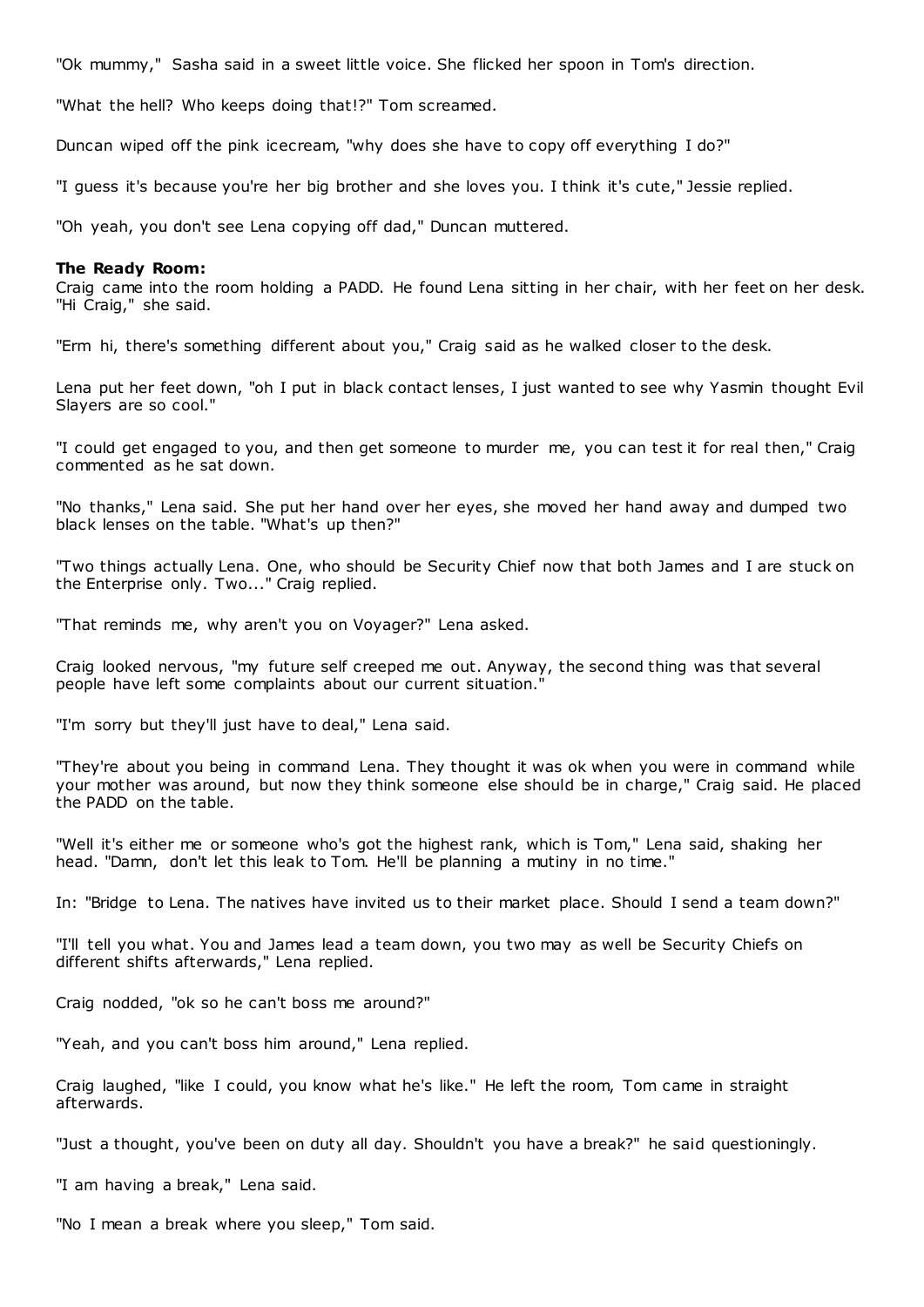"Ok mummy," Sasha said in a sweet little voice. She flicked her spoon in Tom's direction.

"What the hell? Who keeps doing that!?" Tom screamed.

Duncan wiped off the pink icecream, "why does she have to copy off everything I do?"

"I guess it's because you're her big brother and she loves you. I think it's cute," Jessie replied.

"Oh yeah, you don't see Lena copying off dad," Duncan muttered.

**The Ready Room:**

Craig came into the room holding a PADD. He found Lena sitting in her chair, with her feet on her desk. "Hi Craig," she said.

"Erm hi, there's something different about you," Craig said as he walked closer to the desk.

Lena put her feet down, "oh I put in black contact lenses, I just wanted to see why Yasmin thought Evil Slayers are so cool."

"I could get engaged to you, and then get someone to murder me, you can test it for real then," Craig commented as he sat down.

"No thanks," Lena said. She put her hand over her eyes, she moved her hand away and dumped two black lenses on the table. "What's up then?"

"Two things actually Lena. One, who should be Security Chief now that both James and I are stuck on the Enterprise only. Two..." Craig replied.

"That reminds me, why aren't you on Voyager?" Lena asked.

Craig looked nervous, "my future self creeped me out. Anyway, the second thing was that several people have left some complaints about our current situation."

"I'm sorry but they'll just have to deal," Lena said.

"They're about you being in command Lena. They thought it was ok when you were in command while your mother was around, but now they think someone else should be in charge," Craig said. He placed the PADD on the table.

"Well it's either me or someone who's got the highest rank, which is Tom," Lena said, shaking her head. "Damn, don't let this leak to Tom. He'll be planning a mutiny in no time."

In: "Bridge to Lena. The natives have invited us to their market place. Should I send a team down?"

"I'll tell you what. You and James lead a team down, you two may as well be Security Chiefs on different shifts afterwards," Lena replied.

Craig nodded, "ok so he can't boss me around?"

"Yeah, and you can't boss him around," Lena replied.

Craig laughed, "like I could, you know what he's like." He left the room, Tom came in straight afterwards.

"Just a thought, you've been on duty all day. Shouldn't you have a break?" he said questioningly.

"I am having a break," Lena said.

"No I mean a break where you sleep," Tom said.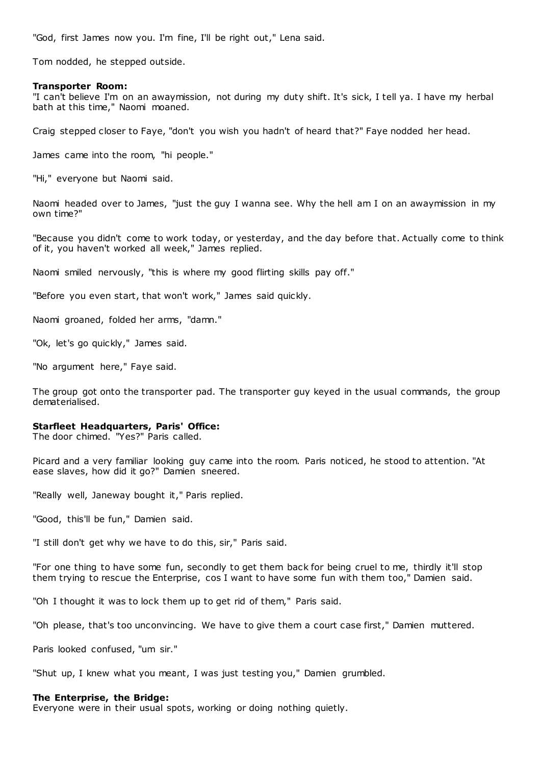"God, first James now you. I'm fine, I'll be right out," Lena said.

Tom nodded, he stepped outside.

**Transporter Room:**
"I can't believe I'm on an awaymission, not during my duty shift. It's sick, I tell ya. I have my herbal bath at this time," Naomi moaned.

Craig stepped closer to Faye, "don't you wish you hadn't of heard that?" Faye nodded her head.

James came into the room, "hi people."

"Hi," everyone but Naomi said.

Naomi headed over to James, "just the guy I wanna see. Why the hell am I on an awaymission in my own time?"

"Because you didn't come to work today, or yesterday, and the day before that. Actually come to think of it, you haven't worked all week," James replied.

Naomi smiled nervously, "this is where my good flirting skills pay off."

"Before you even start, that won't work," James said quickly.

Naomi groaned, folded her arms, "damn."

"Ok, let's go quickly," James said.

"No argument here," Faye said.

The group got onto the transporter pad. The transporter guy keyed in the usual commands, the group dematerialised.

**Starfleet Headquarters, Paris' Office:**
The door chimed. "Yes?" Paris called.

Picard and a very familiar looking guy came into the room. Paris noticed, he stood to attention. "At ease slaves, how did it go?" Damien sneered.

"Really well, Janeway bought it," Paris replied.

"Good, this'll be fun," Damien said.

"I still don't get why we have to do this, sir," Paris said.

"For one thing to have some fun, secondly to get them back for being cruel to me, thirdly it'll stop them trying to rescue the Enterprise, cos I want to have some fun with them too," Damien said.

"Oh I thought it was to lock them up to get rid of them," Paris said.

"Oh please, that's too unconvincing. We have to give them a court case first," Damien muttered.

Paris looked confused, "um sir."

"Shut up, I knew what you meant, I was just testing you," Damien grumbled.

**The Enterprise, the Bridge:**
Everyone were in their usual spots, working or doing nothing quietly.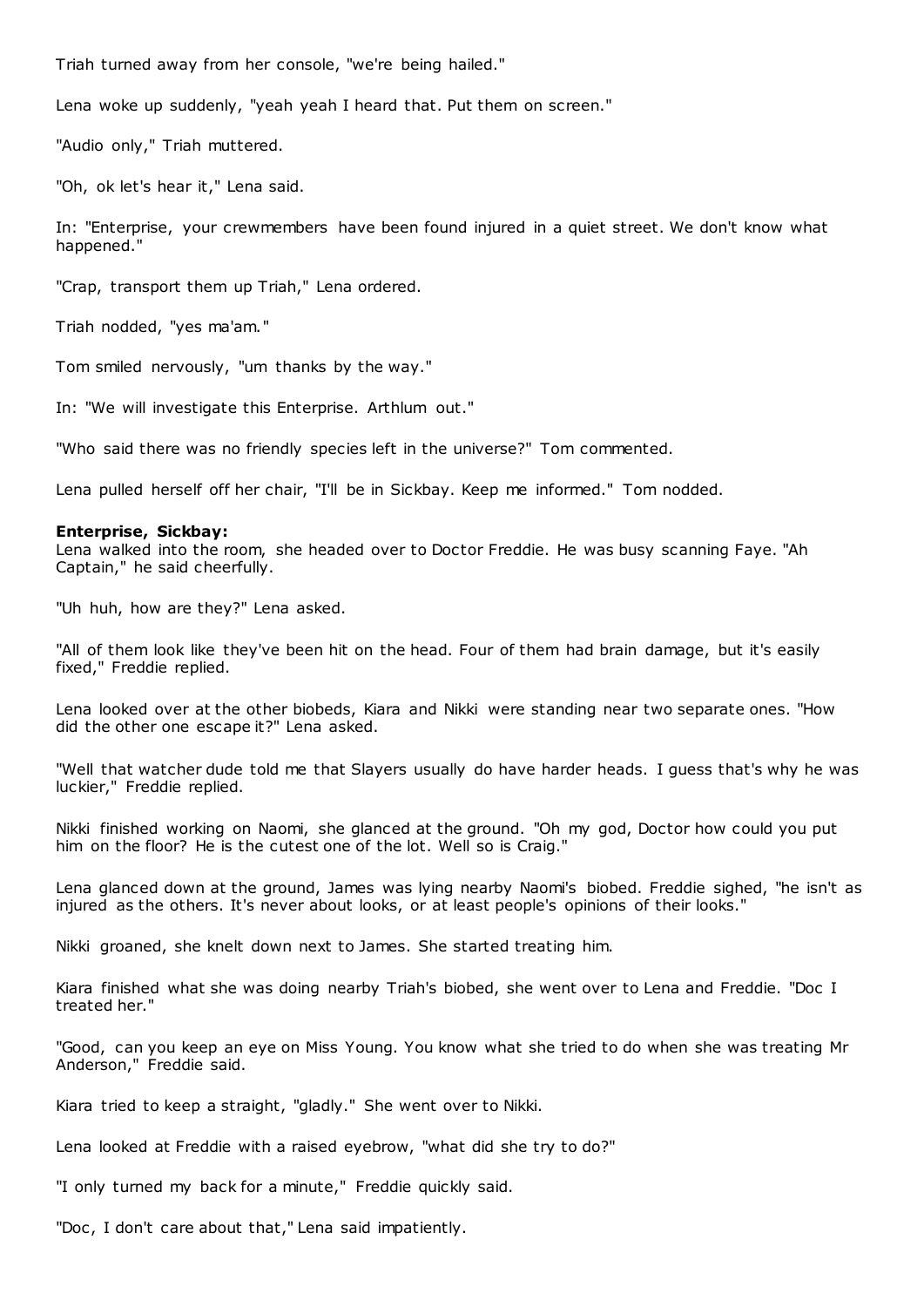Triah turned away from her console, "we're being hailed."

Lena woke up suddenly, "yeah yeah I heard that. Put them on screen."

"Audio only," Triah muttered.

"Oh, ok let's hear it," Lena said.

In: "Enterprise, your crewmembers have been found injured in a quiet street. We don't know what happened."

"Crap, transport them up Triah," Lena ordered.

Triah nodded, "yes ma'am."

Tom smiled nervously, "um thanks by the way."

In: "We will investigate this Enterprise. Arthlum out."

"Who said there was no friendly species left in the universe?" Tom commented.

Lena pulled herself off her chair, "I'll be in Sickbay. Keep me informed." Tom nodded.

**Enterprise, Sickbay:**
Lena walked into the room, she headed over to Doctor Freddie. He was busy scanning Faye. "Ah Captain," he said cheerfully.

"Uh huh, how are they?" Lena asked.

"All of them look like they've been hit on the head. Four of them had brain damage, but it's easily fixed," Freddie replied.

Lena looked over at the other biobeds, Kiara and Nikki were standing near two separate ones. "How did the other one escape it?" Lena asked.

"Well that watcher dude told me that Slayers usually do have harder heads. I guess that's why he was luckier," Freddie replied.

Nikki finished working on Naomi, she glanced at the ground. "Oh my god, Doctor how could you put him on the floor? He is the cutest one of the lot. Well so is Craig."

Lena glanced down at the ground, James was lying nearby Naomi's biobed. Freddie sighed, "he isn't as injured as the others. It's never about looks, or at least people's opinions of their looks."

Nikki groaned, she knelt down next to James. She started treating him.

Kiara finished what she was doing nearby Triah's biobed, she went over to Lena and Freddie. "Doc I treated her."

"Good, can you keep an eye on Miss Young. You know what she tried to do when she was treating Mr Anderson," Freddie said.

Kiara tried to keep a straight, "gladly." She went over to Nikki.

Lena looked at Freddie with a raised eyebrow, "what did she try to do?"

"I only turned my back for a minute," Freddie quickly said.

"Doc, I don't care about that," Lena said impatiently.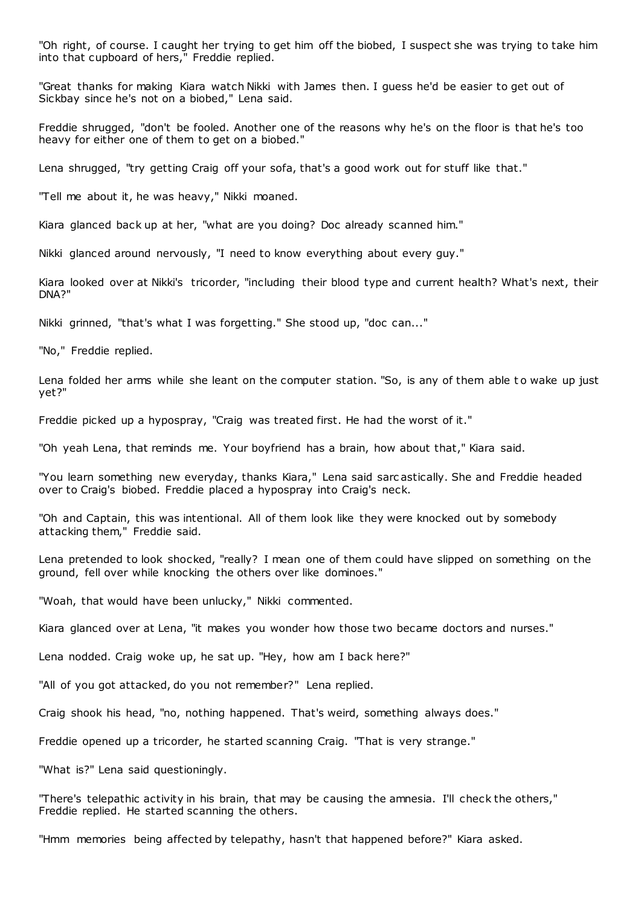"Oh right, of course. I caught her trying to get him off the biobed, I suspect she was trying to take him into that cupboard of hers," Freddie replied.

"Great thanks for making Kiara watch Nikki with James then. I guess he'd be easier to get out of Sickbay since he's not on a biobed," Lena said.

Freddie shrugged, "don't be fooled. Another one of the reasons why he's on the floor is that he's too heavy for either one of them to get on a biobed."

Lena shrugged, "try getting Craig off your sofa, that's a good work out for stuff like that."

"Tell me about it, he was heavy," Nikki moaned.

Kiara glanced back up at her, "what are you doing? Doc already scanned him."

Nikki glanced around nervously, "I need to know everything about every guy."

Kiara looked over at Nikki's tricorder, "including their blood type and current health? What's next, their DNA?"

Nikki grinned, "that's what I was forgetting." She stood up, "doc can..."

"No," Freddie replied.

Lena folded her arms while she leant on the computer station. "So, is any of them able to wake up just yet?"

Freddie picked up a hypospray, "Craig was treated first. He had the worst of it."

"Oh yeah Lena, that reminds me. Your boyfriend has a brain, how about that," Kiara said.

"You learn something new everyday, thanks Kiara," Lena said sarcastically. She and Freddie headed over to Craig's biobed. Freddie placed a hypospray into Craig's neck.

"Oh and Captain, this was intentional. All of them look like they were knocked out by somebody attacking them," Freddie said.

Lena pretended to look shocked, "really? I mean one of them could have slipped on something on the ground, fell over while knocking the others over like dominoes."

"Woah, that would have been unlucky," Nikki commented.

Kiara glanced over at Lena, "it makes you wonder how those two became doctors and nurses."

Lena nodded. Craig woke up, he sat up. "Hey, how am I back here?"

"All of you got attacked, do you not remember?" Lena replied.

Craig shook his head, "no, nothing happened. That's weird, something always does."

Freddie opened up a tricorder, he started scanning Craig. "That is very strange."

"What is?" Lena said questioningly.

"There's telepathic activity in his brain, that may be causing the amnesia. I'll check the others," Freddie replied. He started scanning the others.

"Hmm memories being affected by telepathy, hasn't that happened before?" Kiara asked.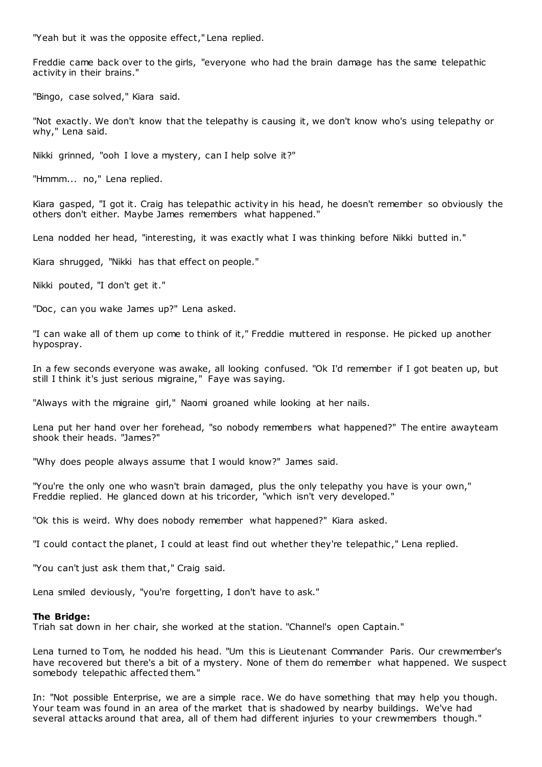"Yeah but it was the opposite effect," Lena replied.

Freddie came back over to the girls, "everyone who had the brain damage has the same telepathic activity in their brains."

"Bingo, case solved," Kiara said.

"Not exactly. We don't know that the telepathy is causing it, we don't know who's using telepathy or why," Lena said.

Nikki grinned, "ooh I love a mystery, can I help solve it?"

"Hmmm... no," Lena replied.

Kiara gasped, "I got it. Craig has telepathic activity in his head, he doesn't remember so obviously the others don't either. Maybe James remembers what happened."

Lena nodded her head, "interesting, it was exactly what I was thinking before Nikki butted in."

Kiara shrugged, "Nikki has that effect on people."

Nikki pouted, "I don't get it."

"Doc, can you wake James up?" Lena asked.

"I can wake all of them up come to think of it," Freddie muttered in response. He picked up another hypospray.

In a few seconds everyone was awake, all looking confused. "Ok I'd remember if I got beaten up, but still I think it's just serious migraine," Faye was saying.

"Always with the migraine girl," Naomi groaned while looking at her nails.

Lena put her hand over her forehead, "so nobody remembers what happened?" The entire awayteam shook their heads. "James?"

"Why does people always assume that I would know?" James said.

"You're the only one who wasn't brain damaged, plus the only telepathy you have is your own," Freddie replied. He glanced down at his tricorder, "which isn't very developed."

"Ok this is weird. Why does nobody remember what happened?" Kiara asked.

"I could contact the planet, I could at least find out whether they're telepathic," Lena replied.

"You can't just ask them that," Craig said.

Lena smiled deviously, "you're forgetting, I don't have to ask."

**The Bridge:**
Triah sat down in her chair, she worked at the station. "Channel's open Captain."

Lena turned to Tom, he nodded his head. "Um this is Lieutenant Commander Paris. Our crewmember's have recovered but there's a bit of a mystery. None of them do remember what happened. We suspect somebody telepathic affected them."

In: "Not possible Enterprise, we are a simple race. We do have something that may help you though. Your team was found in an area of the market that is shadowed by nearby buildings. We've had several attacks around that area, all of them had different injuries to your crewmembers though."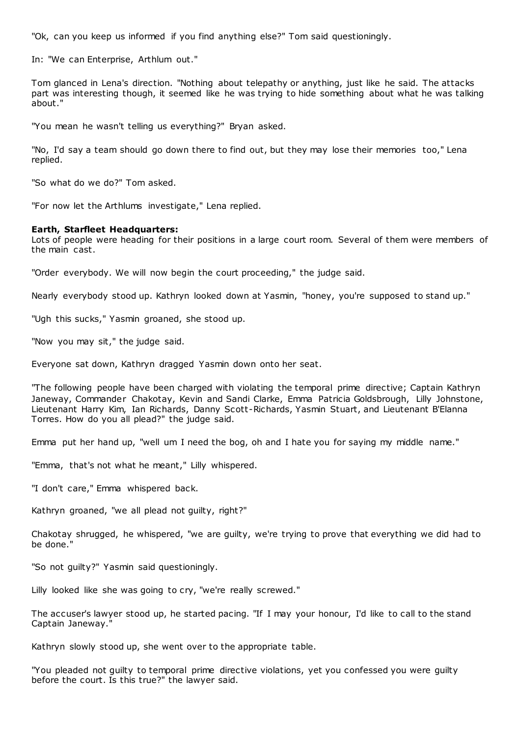"Ok, can you keep us informed if you find anything else?" Tom said questioningly.

In: "We can Enterprise, Arthlum out."

Tom glanced in Lena's direction. "Nothing about telepathy or anything, just like he said. The attacks part was interesting though, it seemed like he was trying to hide something about what he was talking about."

"You mean he wasn't telling us everything?" Bryan asked.

"No, I'd say a team should go down there to find out, but they may lose their memories too," Lena replied.

"So what do we do?" Tom asked.

"For now let the Arthlums investigate," Lena replied.

**Earth, Starfleet Headquarters:**
Lots of people were heading for their positions in a large court room. Several of them were members of the main cast.

"Order everybody. We will now begin the court proceeding," the judge said.

Nearly everybody stood up. Kathryn looked down at Yasmin, "honey, you're supposed to stand up."

"Ugh this sucks," Yasmin groaned, she stood up.

"Now you may sit," the judge said.

Everyone sat down, Kathryn dragged Yasmin down onto her seat.

"The following people have been charged with violating the temporal prime directive; Captain Kathryn Janeway, Commander Chakotay, Kevin and Sandi Clarke, Emma Patricia Goldsbrough, Lilly Johnstone, Lieutenant Harry Kim, Ian Richards, Danny Scott-Richards, Yasmin Stuart, and Lieutenant B'Elanna Torres. How do you all plead?" the judge said.

Emma put her hand up, "well um I need the bog, oh and I hate you for saying my middle name."

"Emma, that's not what he meant," Lilly whispered.

"I don't care," Emma whispered back.

Kathryn groaned, "we all plead not guilty, right?"

Chakotay shrugged, he whispered, "we are guilty, we're trying to prove that everything we did had to be done."

"So not guilty?" Yasmin said questioningly.

Lilly looked like she was going to cry, "we're really screwed."

The accuser's lawyer stood up, he started pacing. "If I may your honour, I'd like to call to the stand Captain Janeway."

Kathryn slowly stood up, she went over to the appropriate table.

"You pleaded not guilty to temporal prime directive violations, yet you confessed you were guilty before the court. Is this true?" the lawyer said.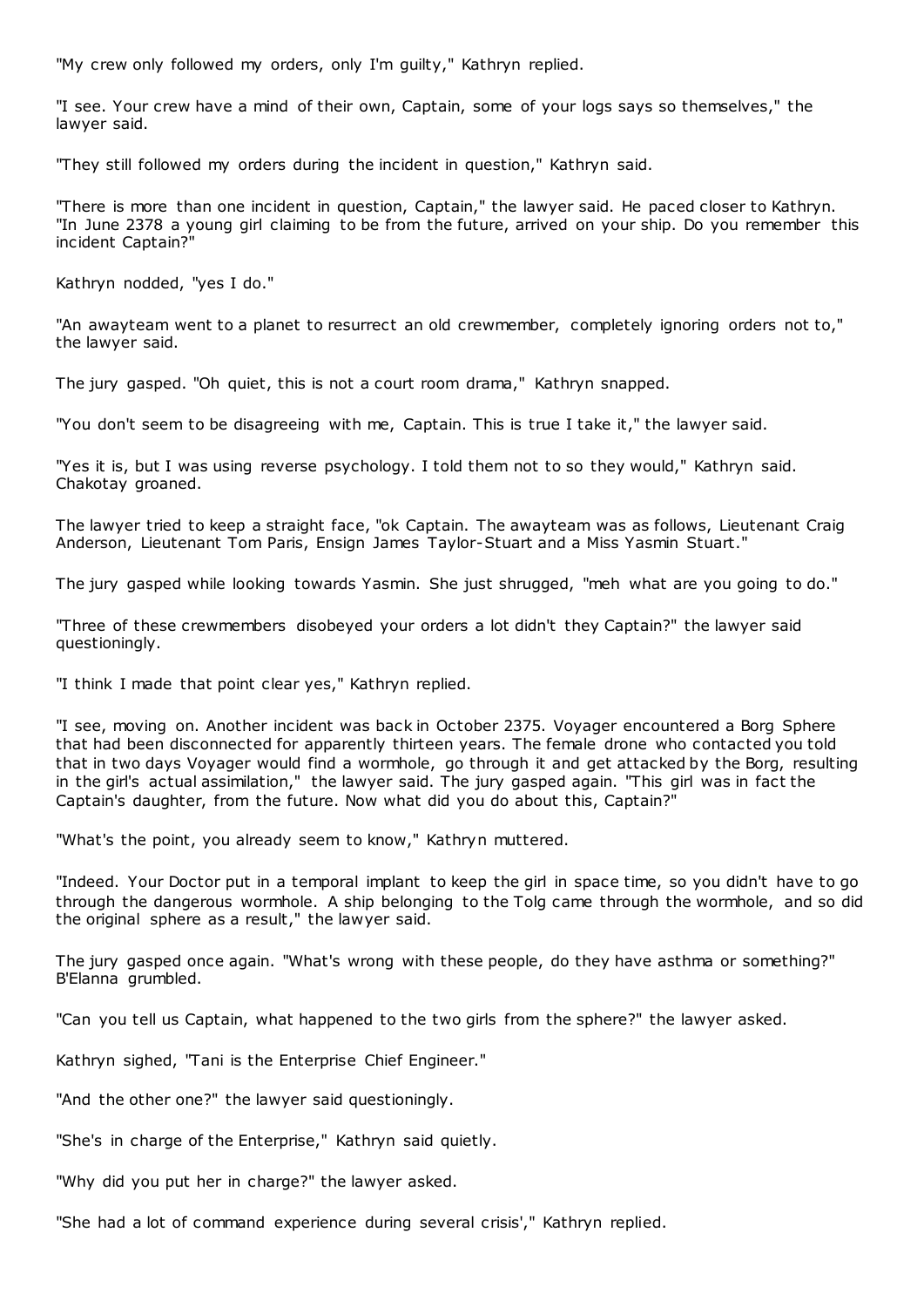"My crew only followed my orders, only I'm guilty," Kathryn replied.

"I see. Your crew have a mind of their own, Captain, some of your logs says so themselves," the lawyer said.

"They still followed my orders during the incident in question," Kathryn said.

"There is more than one incident in question, Captain," the lawyer said. He paced closer to Kathryn. "In June 2378 a young girl claiming to be from the future, arrived on your ship. Do you remember this incident Captain?"

Kathryn nodded, "yes I do."

"An awayteam went to a planet to resurrect an old crewmember, completely ignoring orders not to," the lawyer said.

The jury gasped. "Oh quiet, this is not a court room drama," Kathryn snapped.

"You don't seem to be disagreeing with me, Captain. This is true I take it," the lawyer said.

"Yes it is, but I was using reverse psychology. I told them not to so they would," Kathryn said. Chakotay groaned.

The lawyer tried to keep a straight face, "ok Captain. The awayteam was as follows, Lieutenant Craig Anderson, Lieutenant Tom Paris, Ensign James Taylor-Stuart and a Miss Yasmin Stuart."

The jury gasped while looking towards Yasmin. She just shrugged, "meh what are you going to do."

"Three of these crewmembers disobeyed your orders a lot didn't they Captain?" the lawyer said questioningly.

"I think I made that point clear yes," Kathryn replied.

"I see, moving on. Another incident was back in October 2375. Voyager encountered a Borg Sphere that had been disconnected for apparently thirteen years. The female drone who contacted you told that in two days Voyager would find a wormhole, go through it and get attacked by the Borg, resulting in the girl's actual assimilation," the lawyer said. The jury gasped again. "This girl was in fact the Captain's daughter, from the future. Now what did you do about this, Captain?"

"What's the point, you already seem to know," Kathryn muttered.

"Indeed. Your Doctor put in a temporal implant to keep the girl in space time, so you didn't have to go through the dangerous wormhole. A ship belonging to the Tolg came through the wormhole, and so did the original sphere as a result," the lawyer said.

The jury gasped once again. "What's wrong with these people, do they have asthma or something?" B'Elanna grumbled.

"Can you tell us Captain, what happened to the two girls from the sphere?" the lawyer asked.

Kathryn sighed, "Tani is the Enterprise Chief Engineer."

"And the other one?" the lawyer said questioningly.

"She's in charge of the Enterprise," Kathryn said quietly.

"Why did you put her in charge?" the lawyer asked.

"She had a lot of command experience during several crisis'," Kathryn replied.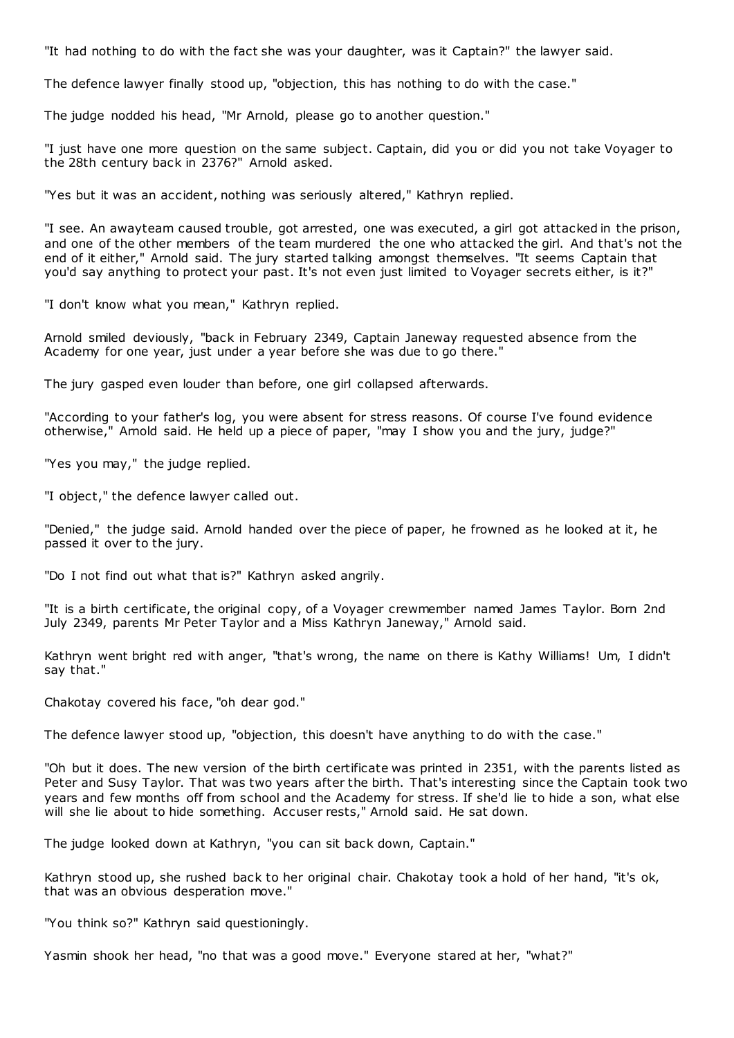"It had nothing to do with the fact she was your daughter, was it Captain?" the lawyer said.

The defence lawyer finally stood up, "objection, this has nothing to do with the case."

The judge nodded his head, "Mr Arnold, please go to another question."

"I just have one more question on the same subject. Captain, did you or did you not take Voyager to the 28th century back in 2376?" Arnold asked.

"Yes but it was an accident, nothing was seriously altered," Kathryn replied.

"I see. An awayteam caused trouble, got arrested, one was executed, a girl got attacked in the prison, and one of the other members of the team murdered the one who attacked the girl. And that's not the end of it either," Arnold said. The jury started talking amongst themselves. "It seems Captain that you'd say anything to protect your past. It's not even just limited to Voyager secrets either, is it?"

"I don't know what you mean," Kathryn replied.

Arnold smiled deviously, "back in February 2349, Captain Janeway requested absence from the Academy for one year, just under a year before she was due to go there."

The jury gasped even louder than before, one girl collapsed afterwards.

"According to your father's log, you were absent for stress reasons. Of course I've found evidence otherwise," Arnold said. He held up a piece of paper, "may I show you and the jury, judge?"

"Yes you may," the judge replied.

"I object," the defence lawyer called out.

"Denied," the judge said. Arnold handed over the piece of paper, he frowned as he looked at it, he passed it over to the jury.

"Do I not find out what that is?" Kathryn asked angrily.

"It is a birth certificate, the original copy, of a Voyager crewmember named James Taylor. Born 2nd July 2349, parents Mr Peter Taylor and a Miss Kathryn Janeway," Arnold said.

Kathryn went bright red with anger, "that's wrong, the name on there is Kathy Williams! Um, I didn't say that."

Chakotay covered his face, "oh dear god."

The defence lawyer stood up, "objection, this doesn't have anything to do with the case."

"Oh but it does. The new version of the birth certificate was printed in 2351, with the parents listed as Peter and Susy Taylor. That was two years after the birth. That's interesting since the Captain took two years and few months off from school and the Academy for stress. If she'd lie to hide a son, what else will she lie about to hide something. Accuser rests," Arnold said. He sat down.

The judge looked down at Kathryn, "you can sit back down, Captain."

Kathryn stood up, she rushed back to her original chair. Chakotay took a hold of her hand, "it's ok, that was an obvious desperation move."

"You think so?" Kathryn said questioningly.

Yasmin shook her head, "no that was a good move." Everyone stared at her, "what?"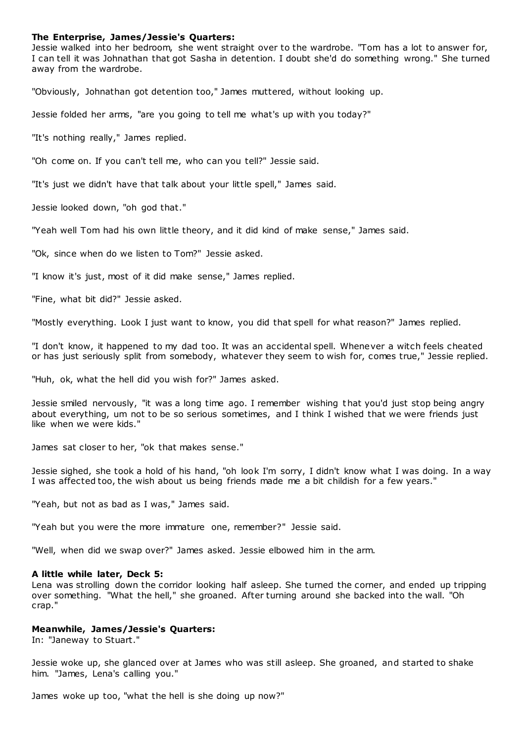**The Enterprise, James/Jessie's Quarters:**
Jessie walked into her bedroom, she went straight over to the wardrobe. "Tom has a lot to answer for, I can tell it was Johnathan that got Sasha in detention. I doubt she'd do something wrong." She turned away from the wardrobe.

"Obviously, Johnathan got detention too," James muttered, without looking up.

Jessie folded her arms, "are you going to tell me what's up with you today?"

"It's nothing really," James replied.

"Oh come on. If you can't tell me, who can you tell?" Jessie said.

"It's just we didn't have that talk about your little spell," James said.

Jessie looked down, "oh god that."

"Yeah well Tom had his own little theory, and it did kind of make sense," James said.

"Ok, since when do we listen to Tom?" Jessie asked.

"I know it's just, most of it did make sense," James replied.

"Fine, what bit did?" Jessie asked.

"Mostly everything. Look I just want to know, you did that spell for what reason?" James replied.

"I don't know, it happened to my dad too. It was an accidental spell. Whenever a witch feels cheated or has just seriously split from somebody, whatever they seem to wish for, comes true," Jessie replied.

"Huh, ok, what the hell did you wish for?" James asked.

Jessie smiled nervously, "it was a long time ago. I remember wishing that you'd just stop being angry about everything, um not to be so serious sometimes, and I think I wished that we were friends just like when we were kids."

James sat closer to her, "ok that makes sense."

Jessie sighed, she took a hold of his hand, "oh look I'm sorry, I didn't know what I was doing. In a way I was affected too, the wish about us being friends made me a bit childish for a few years."

"Yeah, but not as bad as I was," James said.

"Yeah but you were the more immature one, remember?" Jessie said.

"Well, when did we swap over?" James asked. Jessie elbowed him in the arm.

**A little while later, Deck 5:**
Lena was strolling down the corridor looking half asleep. She turned the corner, and ended up tripping over something. "What the hell," she groaned. After turning around she backed into the wall. "Oh crap."

**Meanwhile, James/Jessie's Quarters:**
In: "Janeway to Stuart."

Jessie woke up, she glanced over at James who was still asleep. She groaned, and started to shake him. "James, Lena's calling you."

James woke up too, "what the hell is she doing up now?"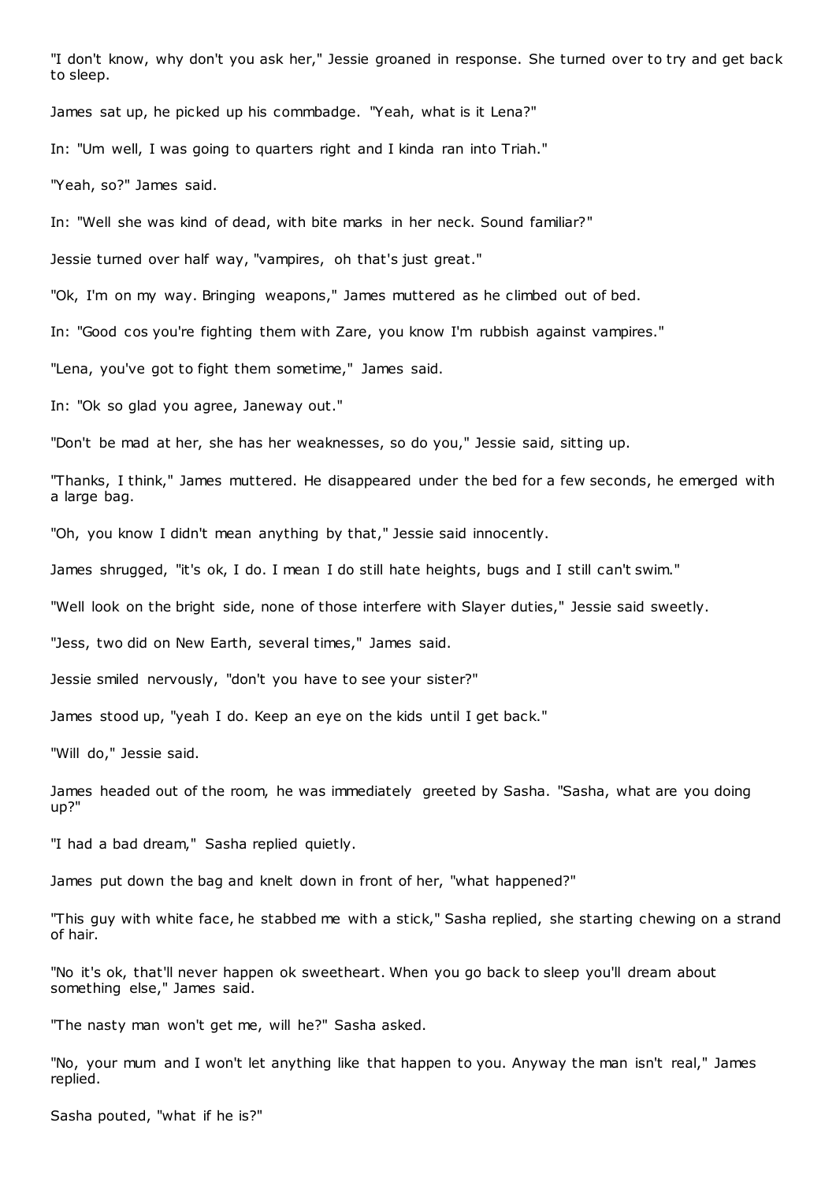"I don't know, why don't you ask her," Jessie groaned in response. She turned over to try and get back to sleep.

James sat up, he picked up his commbadge. "Yeah, what is it Lena?"

In: "Um well, I was going to quarters right and I kinda ran into Triah."

"Yeah, so?" James said.

In: "Well she was kind of dead, with bite marks in her neck. Sound familiar?"

Jessie turned over half way, "vampires, oh that's just great."

"Ok, I'm on my way. Bringing weapons," James muttered as he climbed out of bed.

In: "Good cos you're fighting them with Zare, you know I'm rubbish against vampires."

"Lena, you've got to fight them sometime," James said.

In: "Ok so glad you agree, Janeway out."

"Don't be mad at her, she has her weaknesses, so do you," Jessie said, sitting up.

"Thanks, I think," James muttered. He disappeared under the bed for a few seconds, he emerged with a large bag.

"Oh, you know I didn't mean anything by that," Jessie said innocently.

James shrugged, "it's ok, I do. I mean I do still hate heights, bugs and I still can't swim."

"Well look on the bright side, none of those interfere with Slayer duties," Jessie said sweetly.

"Jess, two did on New Earth, several times," James said.

Jessie smiled nervously, "don't you have to see your sister?"

James stood up, "yeah I do. Keep an eye on the kids until I get back."

"Will do," Jessie said.

James headed out of the room, he was immediately greeted by Sasha. "Sasha, what are you doing up?"

"I had a bad dream," Sasha replied quietly.

James put down the bag and knelt down in front of her, "what happened?"

"This guy with white face, he stabbed me with a stick," Sasha replied, she starting chewing on a strand of hair.

"No it's ok, that'll never happen ok sweetheart. When you go back to sleep you'll dream about something else," James said.

"The nasty man won't get me, will he?" Sasha asked.

"No, your mum and I won't let anything like that happen to you. Anyway the man isn't real," James replied.

Sasha pouted, "what if he is?"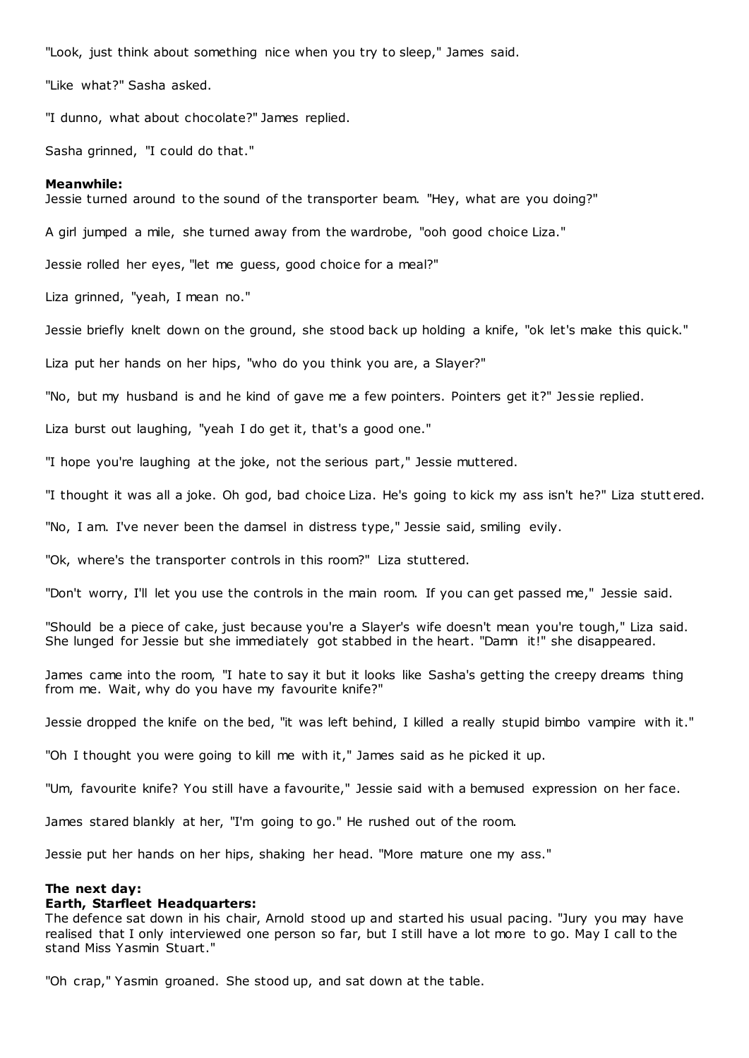"Look, just think about something nice when you try to sleep," James said.

"Like what?" Sasha asked.

"I dunno, what about chocolate?" James replied.

Sasha grinned, "I could do that."

**Meanwhile:**
Jessie turned around to the sound of the transporter beam. "Hey, what are you doing?"

A girl jumped a mile, she turned away from the wardrobe, "ooh good choice Liza."

Jessie rolled her eyes, "let me guess, good choice for a meal?"

Liza grinned, "yeah, I mean no."

Jessie briefly knelt down on the ground, she stood back up holding a knife, "ok let's make this quick."

Liza put her hands on her hips, "who do you think you are, a Slayer?"

"No, but my husband is and he kind of gave me a few pointers. Pointers get it?" Jessie replied.

Liza burst out laughing, "yeah I do get it, that's a good one."

"I hope you're laughing at the joke, not the serious part," Jessie muttered.

"I thought it was all a joke. Oh god, bad choice Liza. He's going to kick my ass isn't he?" Liza stuttered.

"No, I am. I've never been the damsel in distress type," Jessie said, smiling evily.

"Ok, where's the transporter controls in this room?" Liza stuttered.

"Don't worry, I'll let you use the controls in the main room. If you can get passed me," Jessie said.

"Should be a piece of cake, just because you're a Slayer's wife doesn't mean you're tough," Liza said. She lunged for Jessie but she immediately got stabbed in the heart. "Damn it!" she disappeared.

James came into the room, "I hate to say it but it looks like Sasha's getting the creepy dreams thing from me. Wait, why do you have my favourite knife?"

Jessie dropped the knife on the bed, "it was left behind, I killed a really stupid bimbo vampire with it."

"Oh I thought you were going to kill me with it," James said as he picked it up.

"Um, favourite knife? You still have a favourite," Jessie said with a bemused expression on her face.

James stared blankly at her, "I'm going to go." He rushed out of the room.

Jessie put her hands on her hips, shaking her head. "More mature one my ass."

**The next day:**
**Earth, Starfleet Headquarters:**
The defence sat down in his chair, Arnold stood up and started his usual pacing. "Jury you may have realised that I only interviewed one person so far, but I still have a lot more to go. May I call to the stand Miss Yasmin Stuart."

"Oh crap," Yasmin groaned. She stood up, and sat down at the table.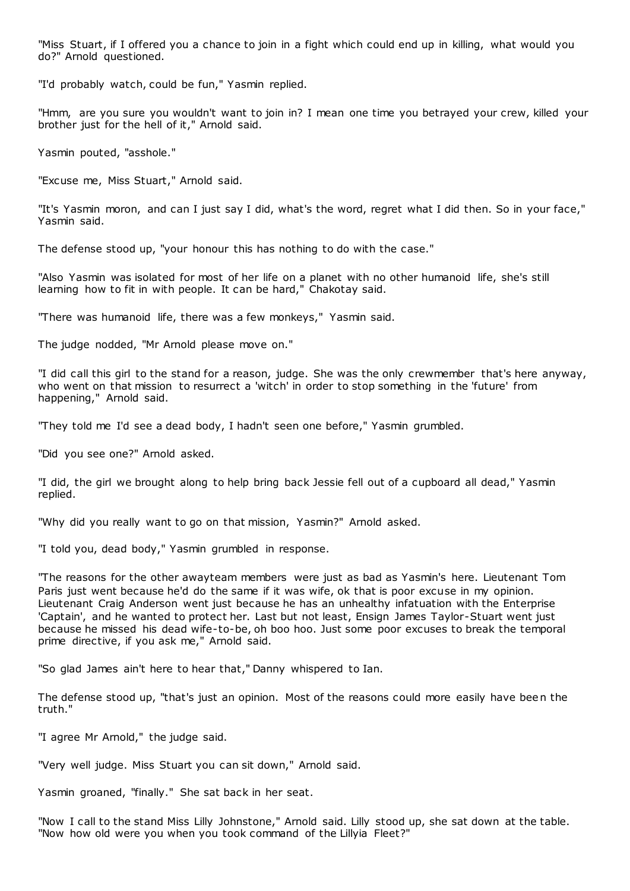"Miss Stuart, if I offered you a chance to join in a fight which could end up in killing, what would you do?" Arnold questioned.

"I'd probably watch, could be fun," Yasmin replied.

"Hmm, are you sure you wouldn't want to join in? I mean one time you betrayed your crew, killed your brother just for the hell of it," Arnold said.

Yasmin pouted, "asshole."

"Excuse me, Miss Stuart," Arnold said.

"It's Yasmin moron, and can I just say I did, what's the word, regret what I did then. So in your face," Yasmin said.

The defense stood up, "your honour this has nothing to do with the case."

"Also Yasmin was isolated for most of her life on a planet with no other humanoid life, she's still learning how to fit in with people. It can be hard," Chakotay said.

"There was humanoid life, there was a few monkeys," Yasmin said.

The judge nodded, "Mr Arnold please move on."

"I did call this girl to the stand for a reason, judge. She was the only crewmember that's here anyway, who went on that mission to resurrect a 'witch' in order to stop something in the 'future' from happening," Arnold said.

"They told me I'd see a dead body, I hadn't seen one before," Yasmin grumbled.

"Did you see one?" Arnold asked.

"I did, the girl we brought along to help bring back Jessie fell out of a cupboard all dead," Yasmin replied.

"Why did you really want to go on that mission, Yasmin?" Arnold asked.

"I told you, dead body," Yasmin grumbled in response.

"The reasons for the other awayteam members were just as bad as Yasmin's here. Lieutenant Tom Paris just went because he'd do the same if it was wife, ok that is poor excuse in my opinion. Lieutenant Craig Anderson went just because he has an unhealthy infatuation with the Enterprise 'Captain', and he wanted to protect her. Last but not least, Ensign James Taylor-Stuart went just because he missed his dead wife-to-be, oh boo hoo. Just some poor excuses to break the temporal prime directive, if you ask me," Arnold said.

"So glad James ain't here to hear that," Danny whispered to Ian.

The defense stood up, "that's just an opinion. Most of the reasons could more easily have been the truth."

"I agree Mr Arnold," the judge said.

"Very well judge. Miss Stuart you can sit down," Arnold said.

Yasmin groaned, "finally." She sat back in her seat.

"Now I call to the stand Miss Lilly Johnstone," Arnold said. Lilly stood up, she sat down at the table. "Now how old were you when you took command of the Lillyia Fleet?"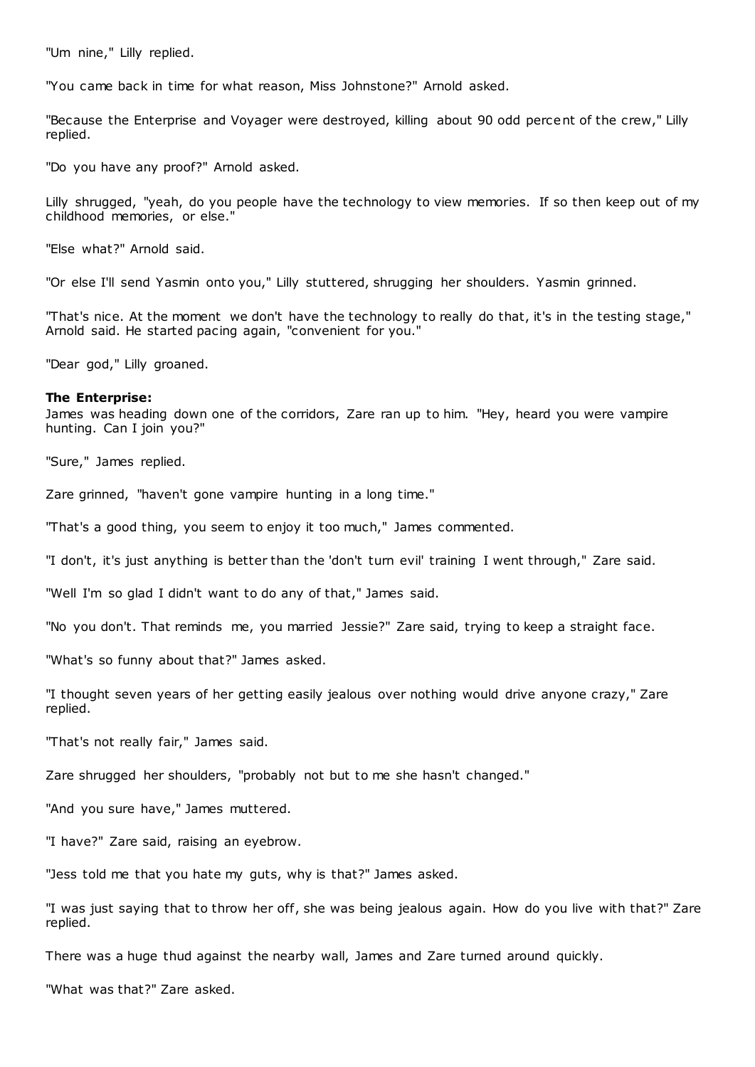"Um nine," Lilly replied.

"You came back in time for what reason, Miss Johnstone?" Arnold asked.

"Because the Enterprise and Voyager were destroyed, killing about 90 odd percent of the crew," Lilly replied.

"Do you have any proof?" Arnold asked.

Lilly shrugged, "yeah, do you people have the technology to view memories. If so then keep out of my childhood memories, or else."

"Else what?" Arnold said.

"Or else I'll send Yasmin onto you," Lilly stuttered, shrugging her shoulders. Yasmin grinned.

"That's nice. At the moment we don't have the technology to really do that, it's in the testing stage," Arnold said. He started pacing again, "convenient for you."

"Dear god," Lilly groaned.

**The Enterprise:**
James was heading down one of the corridors, Zare ran up to him. "Hey, heard you were vampire hunting. Can I join you?"

"Sure," James replied.

Zare grinned, "haven't gone vampire hunting in a long time."

"That's a good thing, you seem to enjoy it too much," James commented.

"I don't, it's just anything is better than the 'don't turn evil' training I went through," Zare said.

"Well I'm so glad I didn't want to do any of that," James said.

"No you don't. That reminds me, you married Jessie?" Zare said, trying to keep a straight face.

"What's so funny about that?" James asked.

"I thought seven years of her getting easily jealous over nothing would drive anyone crazy," Zare replied.

"That's not really fair," James said.

Zare shrugged her shoulders, "probably not but to me she hasn't changed."

"And you sure have," James muttered.

"I have?" Zare said, raising an eyebrow.

"Jess told me that you hate my guts, why is that?" James asked.

"I was just saying that to throw her off, she was being jealous again. How do you live with that?" Zare replied.

There was a huge thud against the nearby wall, James and Zare turned around quickly.

"What was that?" Zare asked.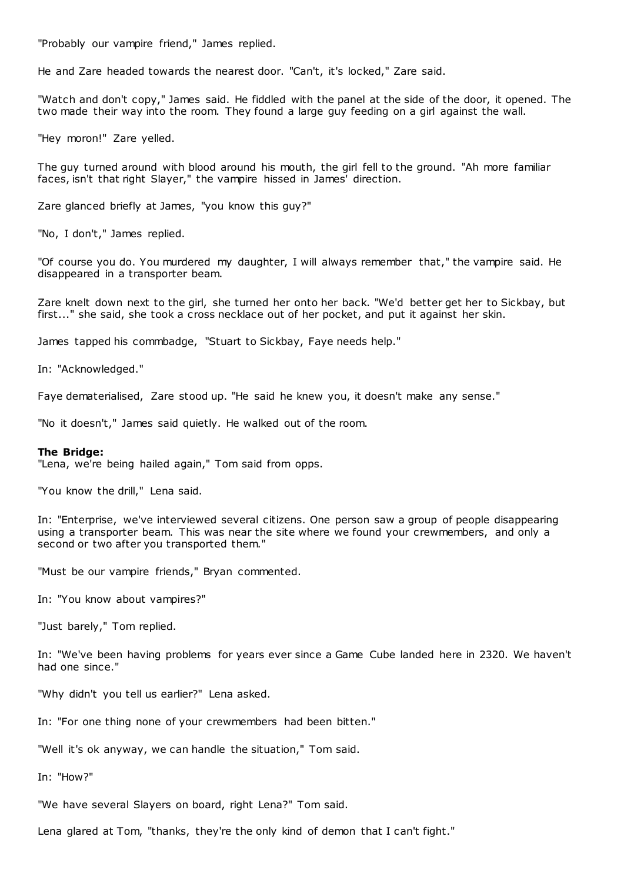"Probably our vampire friend," James replied.

He and Zare headed towards the nearest door. "Can't, it's locked," Zare said.

"Watch and don't copy," James said. He fiddled with the panel at the side of the door, it opened. The two made their way into the room. They found a large guy feeding on a girl against the wall.

"Hey moron!" Zare yelled.

The guy turned around with blood around his mouth, the girl fell to the ground. "Ah more familiar faces, isn't that right Slayer," the vampire hissed in James' direction.

Zare glanced briefly at James, "you know this guy?"

"No, I don't," James replied.

"Of course you do. You murdered my daughter, I will always remember that," the vampire said. He disappeared in a transporter beam.

Zare knelt down next to the girl, she turned her onto her back. "We'd better get her to Sickbay, but first..." she said, she took a cross necklace out of her pocket, and put it against her skin.

James tapped his commbadge, "Stuart to Sickbay, Faye needs help."

In: "Acknowledged."

Faye dematerialised, Zare stood up. "He said he knew you, it doesn't make any sense."

"No it doesn't," James said quietly. He walked out of the room.

**The Bridge:**
"Lena, we're being hailed again," Tom said from opps.

"You know the drill," Lena said.

In: "Enterprise, we've interviewed several citizens. One person saw a group of people disappearing using a transporter beam. This was near the site where we found your crewmembers, and only a second or two after you transported them."

"Must be our vampire friends," Bryan commented.

In: "You know about vampires?"

"Just barely," Tom replied.

In: "We've been having problems for years ever since a Game Cube landed here in 2320. We haven't had one since."

"Why didn't you tell us earlier?" Lena asked.

In: "For one thing none of your crewmembers had been bitten."

"Well it's ok anyway, we can handle the situation," Tom said.

In: "How?"

"We have several Slayers on board, right Lena?" Tom said.

Lena glared at Tom, "thanks, they're the only kind of demon that I can't fight."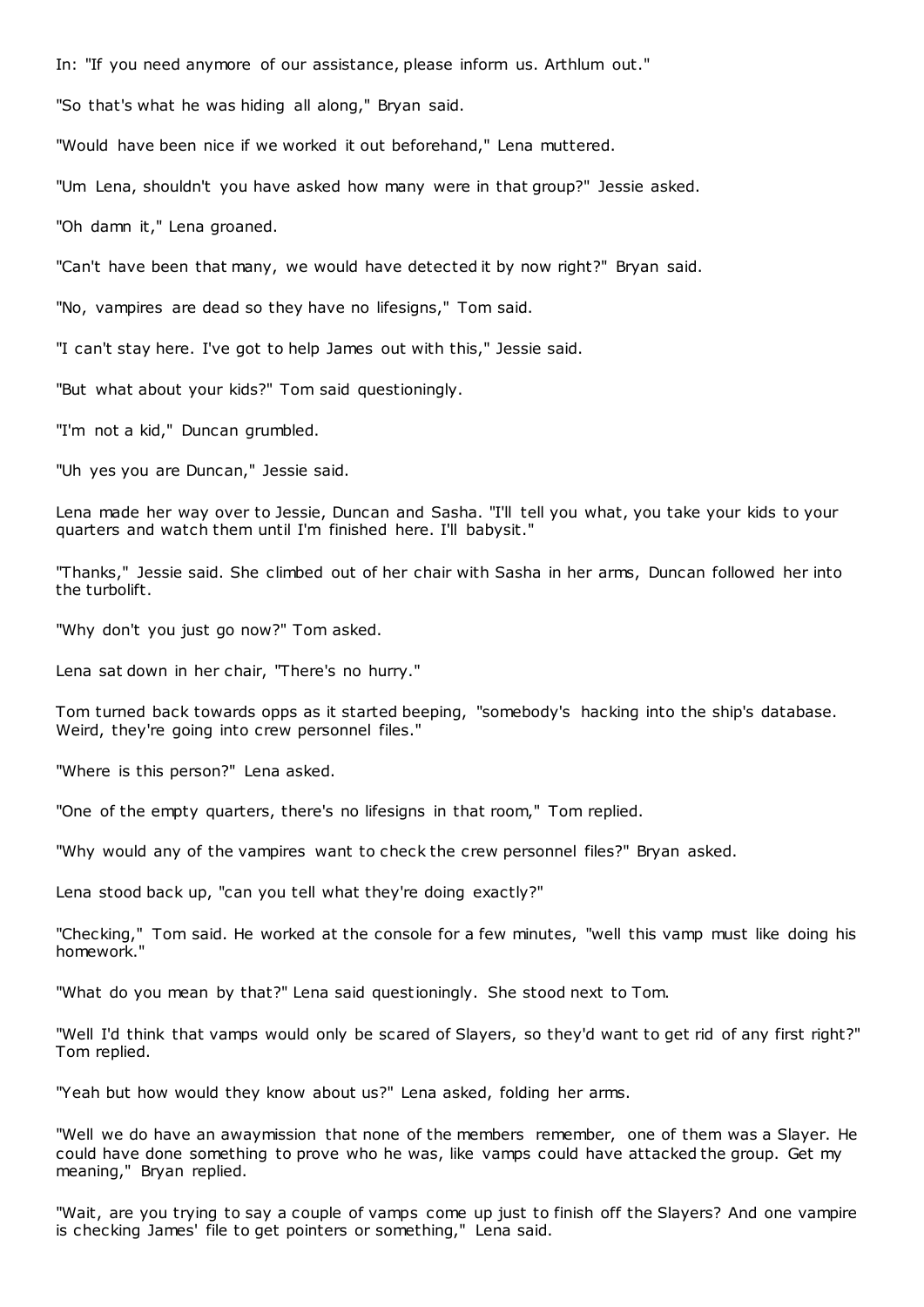In: "If you need anymore of our assistance, please inform us. Arthlum out."

"So that's what he was hiding all along," Bryan said.

"Would have been nice if we worked it out beforehand," Lena muttered.

"Um Lena, shouldn't you have asked how many were in that group?" Jessie asked.

"Oh damn it," Lena groaned.

"Can't have been that many, we would have detected it by now right?" Bryan said.

"No, vampires are dead so they have no lifesigns," Tom said.

"I can't stay here. I've got to help James out with this," Jessie said.

"But what about your kids?" Tom said questioningly.

"I'm not a kid," Duncan grumbled.

"Uh yes you are Duncan," Jessie said.

Lena made her way over to Jessie, Duncan and Sasha. "I'll tell you what, you take your kids to your quarters and watch them until I'm finished here. I'll babysit."

"Thanks," Jessie said. She climbed out of her chair with Sasha in her arms, Duncan followed her into the turbolift.

"Why don't you just go now?" Tom asked.

Lena sat down in her chair, "There's no hurry."

Tom turned back towards opps as it started beeping, "somebody's hacking into the ship's database. Weird, they're going into crew personnel files."

"Where is this person?" Lena asked.

"One of the empty quarters, there's no lifesigns in that room," Tom replied.

"Why would any of the vampires want to check the crew personnel files?" Bryan asked.

Lena stood back up, "can you tell what they're doing exactly?"

"Checking," Tom said. He worked at the console for a few minutes, "well this vamp must like doing his homework."

"What do you mean by that?" Lena said questioningly. She stood next to Tom.

"Well I'd think that vamps would only be scared of Slayers, so they'd want to get rid of any first right?" Tom replied.

"Yeah but how would they know about us?" Lena asked, folding her arms.

"Well we do have an awaymission that none of the members remember, one of them was a Slayer. He could have done something to prove who he was, like vamps could have attacked the group. Get my meaning," Bryan replied.

"Wait, are you trying to say a couple of vamps come up just to finish off the Slayers? And one vampire is checking James' file to get pointers or something," Lena said.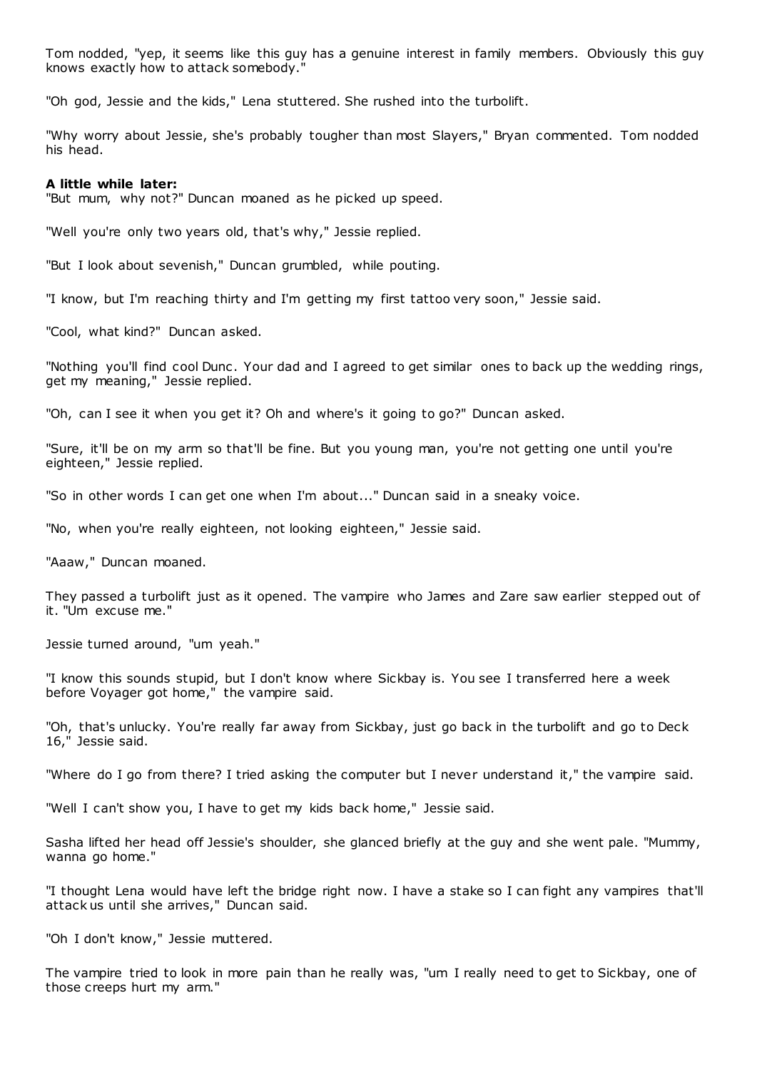Tom nodded, "yep, it seems like this guy has a genuine interest in family members. Obviously this guy knows exactly how to attack somebody."

"Oh god, Jessie and the kids," Lena stuttered. She rushed into the turbolift.

"Why worry about Jessie, she's probably tougher than most Slayers," Bryan commented. Tom nodded his head.

**A little while later:**
"But mum, why not?" Duncan moaned as he picked up speed.

"Well you're only two years old, that's why," Jessie replied.

"But I look about sevenish," Duncan grumbled, while pouting.

"I know, but I'm reaching thirty and I'm getting my first tattoo very soon," Jessie said.

"Cool, what kind?" Duncan asked.

"Nothing you'll find cool Dunc. Your dad and I agreed to get similar ones to back up the wedding rings, get my meaning," Jessie replied.

"Oh, can I see it when you get it? Oh and where's it going to go?" Duncan asked.

"Sure, it'll be on my arm so that'll be fine. But you young man, you're not getting one until you're eighteen," Jessie replied.

"So in other words I can get one when I'm about..." Duncan said in a sneaky voice.

"No, when you're really eighteen, not looking eighteen," Jessie said.

"Aaaw," Duncan moaned.

They passed a turbolift just as it opened. The vampire who James and Zare saw earlier stepped out of it. "Um excuse me."

Jessie turned around, "um yeah."

"I know this sounds stupid, but I don't know where Sickbay is. You see I transferred here a week before Voyager got home," the vampire said.

"Oh, that's unlucky. You're really far away from Sickbay, just go back in the turbolift and go to Deck 16," Jessie said.

"Where do I go from there? I tried asking the computer but I never understand it," the vampire said.

"Well I can't show you, I have to get my kids back home," Jessie said.

Sasha lifted her head off Jessie's shoulder, she glanced briefly at the guy and she went pale. "Mummy, wanna go home."

"I thought Lena would have left the bridge right now. I have a stake so I can fight any vampires that'll attack us until she arrives," Duncan said.

"Oh I don't know," Jessie muttered.

The vampire tried to look in more pain than he really was, "um I really need to get to Sickbay, one of those creeps hurt my arm."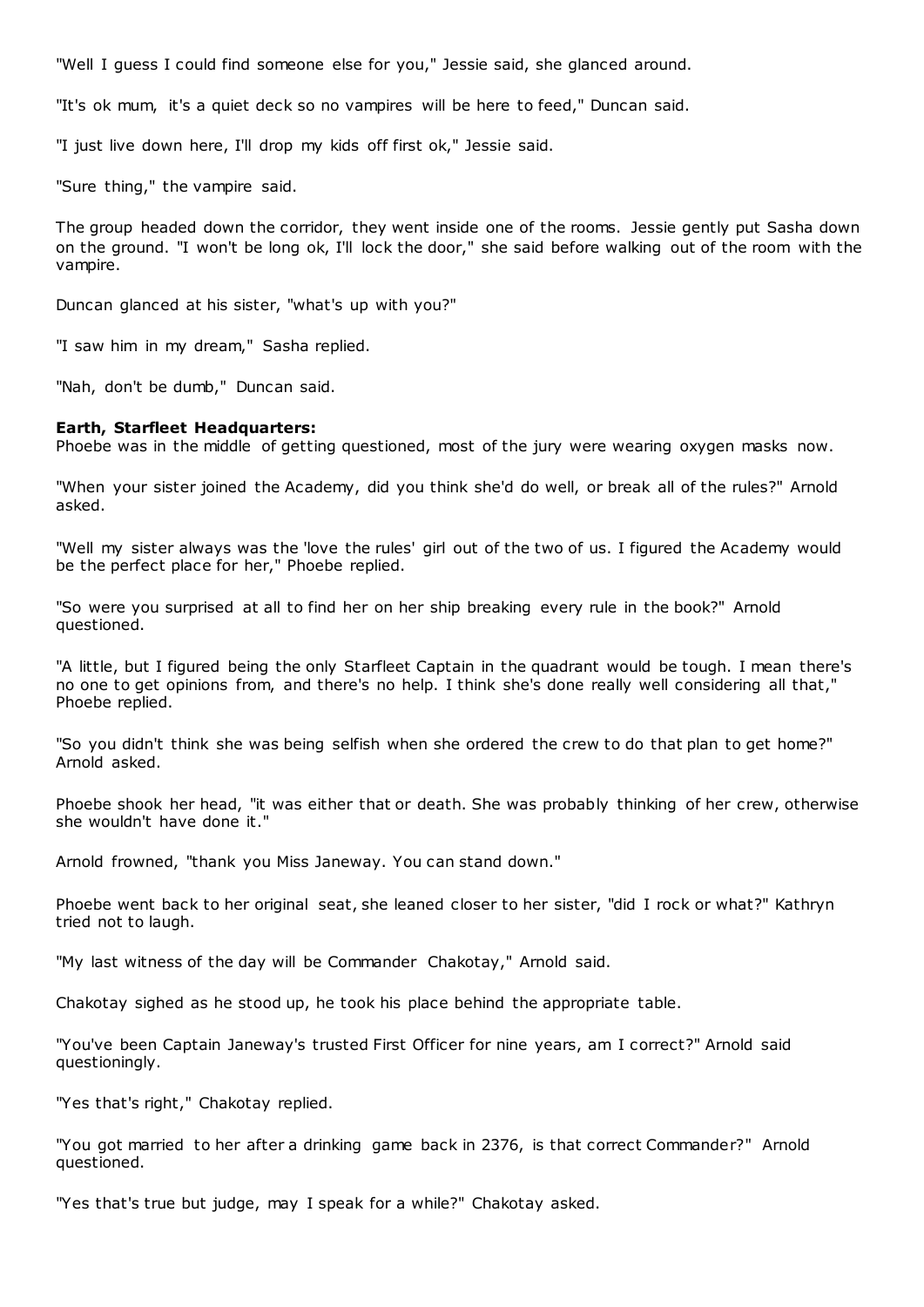"Well I guess I could find someone else for you," Jessie said, she glanced around.

"It's ok mum, it's a quiet deck so no vampires will be here to feed," Duncan said.

"I just live down here, I'll drop my kids off first ok," Jessie said.

"Sure thing," the vampire said.

The group headed down the corridor, they went inside one of the rooms. Jessie gently put Sasha down on the ground. "I won't be long ok, I'll lock the door," she said before walking out of the room with the vampire.

Duncan glanced at his sister, "what's up with you?"

"I saw him in my dream," Sasha replied.

"Nah, don't be dumb," Duncan said.

**Earth, Starfleet Headquarters:**
Phoebe was in the middle of getting questioned, most of the jury were wearing oxygen masks now.

"When your sister joined the Academy, did you think she'd do well, or break all of the rules?" Arnold asked.

"Well my sister always was the 'love the rules' girl out of the two of us. I figured the Academy would be the perfect place for her," Phoebe replied.

"So were you surprised at all to find her on her ship breaking every rule in the book?" Arnold questioned.

"A little, but I figured being the only Starfleet Captain in the quadrant would be tough. I mean there's no one to get opinions from, and there's no help. I think she's done really well considering all that," Phoebe replied.

"So you didn't think she was being selfish when she ordered the crew to do that plan to get home?" Arnold asked.

Phoebe shook her head, "it was either that or death. She was probably thinking of her crew, otherwise she wouldn't have done it."

Arnold frowned, "thank you Miss Janeway. You can stand down."

Phoebe went back to her original seat, she leaned closer to her sister, "did I rock or what?" Kathryn tried not to laugh.

"My last witness of the day will be Commander Chakotay," Arnold said.

Chakotay sighed as he stood up, he took his place behind the appropriate table.

"You've been Captain Janeway's trusted First Officer for nine years, am I correct?" Arnold said questioningly.

"Yes that's right," Chakotay replied.

"You got married to her after a drinking game back in 2376, is that correct Commander?" Arnold questioned.

"Yes that's true but judge, may I speak for a while?" Chakotay asked.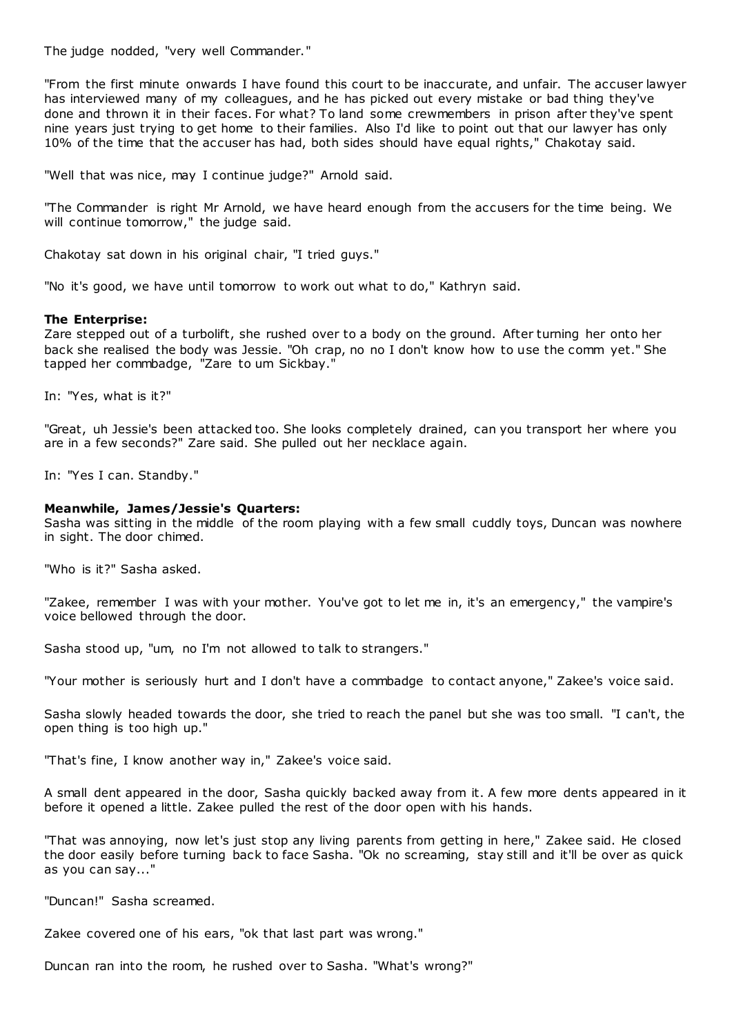The judge nodded, "very well Commander."

"From the first minute onwards I have found this court to be inaccurate, and unfair. The accuser lawyer has interviewed many of my colleagues, and he has picked out every mistake or bad thing they've done and thrown it in their faces. For what? To land some crewmembers in prison after they've spent nine years just trying to get home to their families. Also I'd like to point out that our lawyer has only 10% of the time that the accuser has had, both sides should have equal rights," Chakotay said.

"Well that was nice, may I continue judge?" Arnold said.

"The Commander is right Mr Arnold, we have heard enough from the accusers for the time being. We will continue tomorrow," the judge said.

Chakotay sat down in his original chair, "I tried guys."

"No it's good, we have until tomorrow to work out what to do," Kathryn said.

**The Enterprise:**
Zare stepped out of a turbolift, she rushed over to a body on the ground. After turning her onto her back she realised the body was Jessie. "Oh crap, no no I don't know how to use the comm yet." She tapped her commbadge, "Zare to um Sickbay."

In: "Yes, what is it?"

"Great, uh Jessie's been attacked too. She looks completely drained, can you transport her where you are in a few seconds?" Zare said. She pulled out her necklace again.

In: "Yes I can. Standby."

**Meanwhile, James/Jessie's Quarters:**
Sasha was sitting in the middle of the room playing with a few small cuddly toys, Duncan was nowhere in sight. The door chimed.

"Who is it?" Sasha asked.

"Zakee, remember I was with your mother. You've got to let me in, it's an emergency," the vampire's voice bellowed through the door.

Sasha stood up, "um, no I'm not allowed to talk to strangers."

"Your mother is seriously hurt and I don't have a commbadge to contact anyone," Zakee's voice said.

Sasha slowly headed towards the door, she tried to reach the panel but she was too small. "I can't, the open thing is too high up."

"That's fine, I know another way in," Zakee's voice said.

A small dent appeared in the door, Sasha quickly backed away from it. A few more dents appeared in it before it opened a little. Zakee pulled the rest of the door open with his hands.

"That was annoying, now let's just stop any living parents from getting in here," Zakee said. He closed the door easily before turning back to face Sasha. "Ok no screaming, stay still and it'll be over as quick as you can say..."

"Duncan!" Sasha screamed.

Zakee covered one of his ears, "ok that last part was wrong."

Duncan ran into the room, he rushed over to Sasha. "What's wrong?"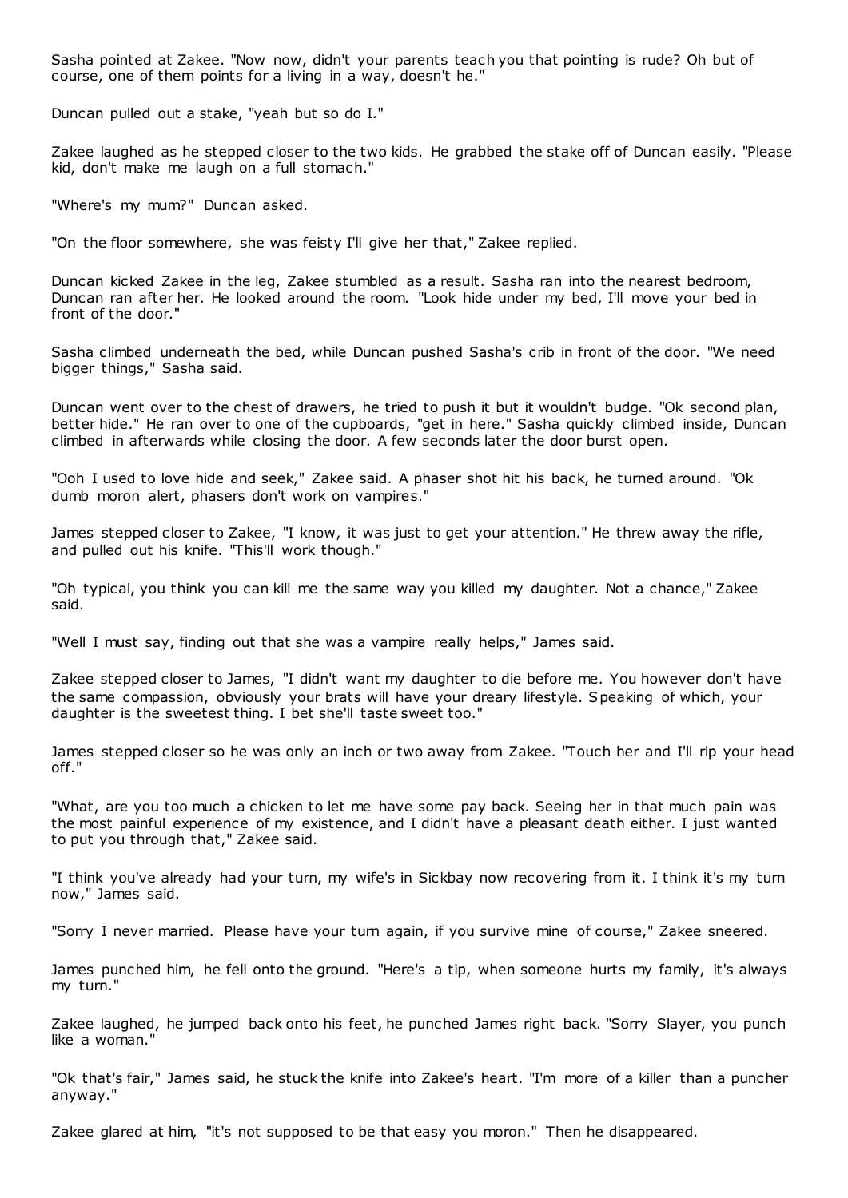Sasha pointed at Zakee. "Now now, didn't your parents teach you that pointing is rude? Oh but of course, one of them points for a living in a way, doesn't he."

Duncan pulled out a stake, "yeah but so do I."

Zakee laughed as he stepped closer to the two kids. He grabbed the stake off of Duncan easily. "Please kid, don't make me laugh on a full stomach."

"Where's my mum?" Duncan asked.

"On the floor somewhere, she was feisty I'll give her that," Zakee replied.

Duncan kicked Zakee in the leg, Zakee stumbled as a result. Sasha ran into the nearest bedroom, Duncan ran after her. He looked around the room. "Look hide under my bed, I'll move your bed in front of the door."

Sasha climbed underneath the bed, while Duncan pushed Sasha's crib in front of the door. "We need bigger things," Sasha said.

Duncan went over to the chest of drawers, he tried to push it but it wouldn't budge. "Ok second plan, better hide." He ran over to one of the cupboards, "get in here." Sasha quickly climbed inside, Duncan climbed in afterwards while closing the door. A few seconds later the door burst open.

"Ooh I used to love hide and seek," Zakee said. A phaser shot hit his back, he turned around. "Ok dumb moron alert, phasers don't work on vampires."

James stepped closer to Zakee, "I know, it was just to get your attention." He threw away the rifle, and pulled out his knife. "This'll work though."

"Oh typical, you think you can kill me the same way you killed my daughter. Not a chance," Zakee said.

"Well I must say, finding out that she was a vampire really helps," James said.

Zakee stepped closer to James, "I didn't want my daughter to die before me. You however don't have the same compassion, obviously your brats will have your dreary lifestyle. Speaking of which, your daughter is the sweetest thing. I bet she'll taste sweet too."

James stepped closer so he was only an inch or two away from Zakee. "Touch her and I'll rip your head off."

"What, are you too much a chicken to let me have some pay back. Seeing her in that much pain was the most painful experience of my existence, and I didn't have a pleasant death either. I just wanted to put you through that," Zakee said.

"I think you've already had your turn, my wife's in Sickbay now recovering from it. I think it's my turn now," James said.

"Sorry I never married. Please have your turn again, if you survive mine of course," Zakee sneered.

James punched him, he fell onto the ground. "Here's a tip, when someone hurts my family, it's always my turn."

Zakee laughed, he jumped back onto his feet, he punched James right back. "Sorry Slayer, you punch like a woman."

"Ok that's fair," James said, he stuck the knife into Zakee's heart. "I'm more of a killer than a puncher anyway."

Zakee glared at him, "it's not supposed to be that easy you moron." Then he disappeared.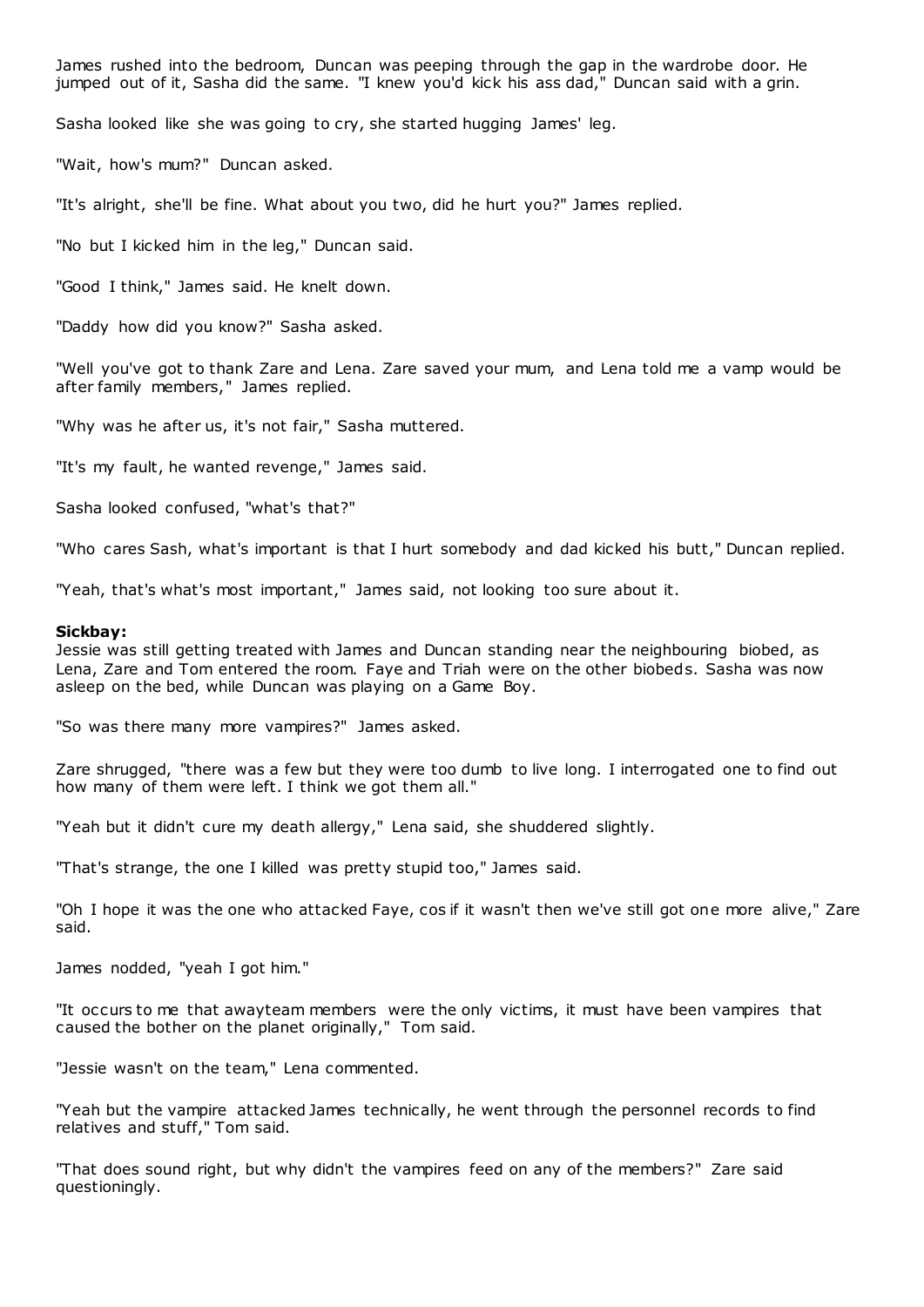James rushed into the bedroom, Duncan was peeping through the gap in the wardrobe door. He jumped out of it, Sasha did the same. "I knew you'd kick his ass dad," Duncan said with a grin.

Sasha looked like she was going to cry, she started hugging James' leg.

"Wait, how's mum?" Duncan asked.

"It's alright, she'll be fine. What about you two, did he hurt you?" James replied.

"No but I kicked him in the leg," Duncan said.

"Good I think," James said. He knelt down.

"Daddy how did you know?" Sasha asked.

"Well you've got to thank Zare and Lena. Zare saved your mum, and Lena told me a vamp would be after family members," James replied.

"Why was he after us, it's not fair," Sasha muttered.

"It's my fault, he wanted revenge," James said.

Sasha looked confused, "what's that?"

"Who cares Sash, what's important is that I hurt somebody and dad kicked his butt," Duncan replied.

"Yeah, that's what's most important," James said, not looking too sure about it.

**Sickbay:**
Jessie was still getting treated with James and Duncan standing near the neighbouring biobed, as Lena, Zare and Tom entered the room. Faye and Triah were on the other biobeds. Sasha was now asleep on the bed, while Duncan was playing on a Game Boy.

"So was there many more vampires?" James asked.

Zare shrugged, "there was a few but they were too dumb to live long. I interrogated one to find out how many of them were left. I think we got them all."

"Yeah but it didn't cure my death allergy," Lena said, she shuddered slightly.

"That's strange, the one I killed was pretty stupid too," James said.

"Oh I hope it was the one who attacked Faye, cos if it wasn't then we've still got one more alive," Zare said.

James nodded, "yeah I got him."

"It occurs to me that awayteam members were the only victims, it must have been vampires that caused the bother on the planet originally," Tom said.

"Jessie wasn't on the team," Lena commented.

"Yeah but the vampire attacked James technically, he went through the personnel records to find relatives and stuff," Tom said.

"That does sound right, but why didn't the vampires feed on any of the members?" Zare said questioningly.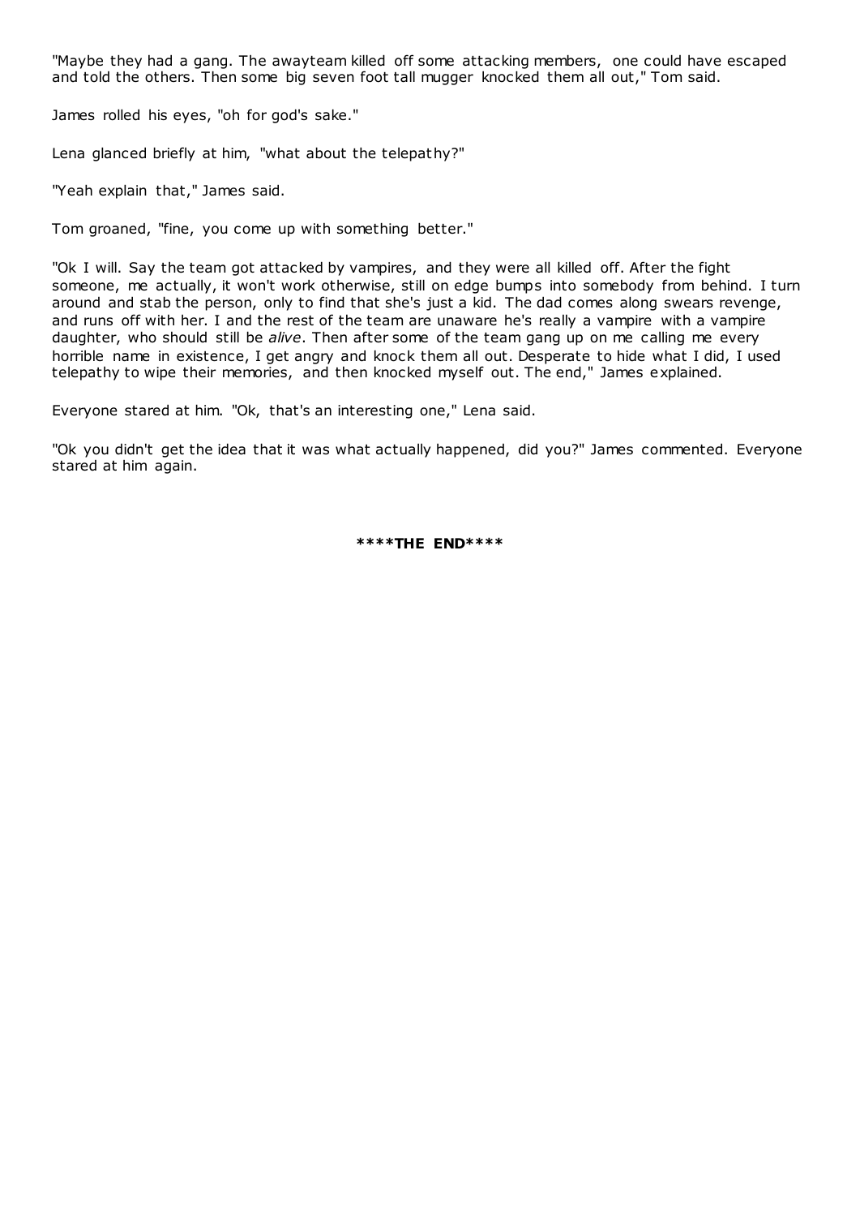"Maybe they had a gang. The awayteam killed off some attacking members, one could have escaped and told the others. Then some big seven foot tall mugger knocked them all out," Tom said.

James rolled his eyes, "oh for god's sake."

Lena glanced briefly at him, "what about the telepathy?"

"Yeah explain that," James said.

Tom groaned, "fine, you come up with something better."

"Ok I will. Say the team got attacked by vampires, and they were all killed off. After the fight someone, me actually, it won't work otherwise, still on edge bumps into somebody from behind. I turn around and stab the person, only to find that she's just a kid. The dad comes along swears revenge, and runs off with her. I and the rest of the team are unaware he's really a vampire with a vampire daughter, who should still be *alive*. Then after some of the team gang up on me calling me every horrible name in existence, I get angry and knock them all out. Desperate to hide what I did, I used telepathy to wipe their memories, and then knocked myself out. The end," James explained.

Everyone stared at him. "Ok, that's an interesting one," Lena said.

"Ok you didn't get the idea that it was what actually happened, did you?" James commented. Everyone stared at him again.

**\*\*\*\*THE END\*\*\*\***